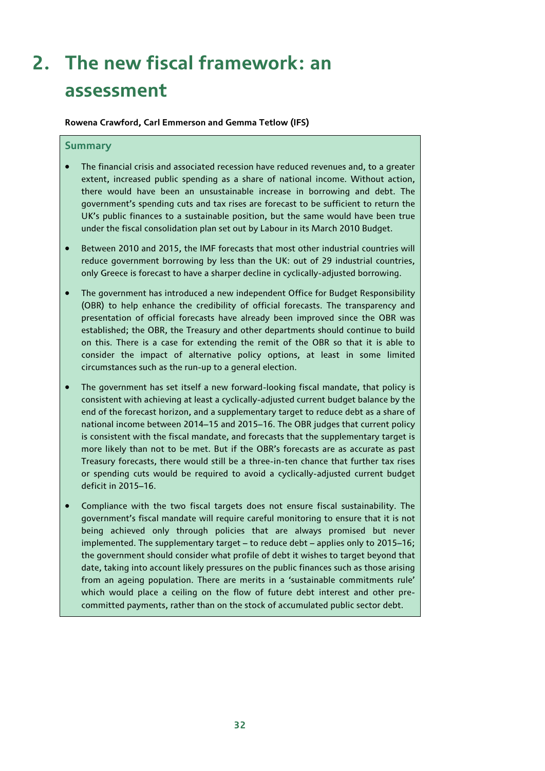# 2. The new fiscal framework: an assessment

**Rowena Crawford, Carl Emmerson and Gemma Tetlow (IFS)**

## Summary

- The financial crisis and associated recession have reduced revenues and, to a greater extent, increased public spending as a share of national income. Without action, there would have been an unsustainable increase in borrowing and debt. The government's spending cuts and tax rises are forecast to be sufficient to return the UK's public finances to a sustainable position, but the same would have been true under the fiscal consolidation plan set out by Labour in its March 2010 Budget.
- Between 2010 and 2015, the IMF forecasts that most other industrial countries will reduce government borrowing by less than the UK: out of 29 industrial countries, only Greece is forecast to have a sharper decline in cyclically-adjusted borrowing.
- The government has introduced a new independent Office for Budget Responsibility (OBR) to help enhance the credibility of official forecasts. The transparency and presentation of official forecasts have already been improved since the OBR was established; the OBR, the Treasury and other departments should continue to build on this. There is a case for extending the remit of the OBR so that it is able to consider the impact of alternative policy options, at least in some limited circumstances such as the run-up to a general election.
- The government has set itself a new forward-looking fiscal mandate, that policy is consistent with achieving at least a cyclically-adjusted current budget balance by the end of the forecast horizon, and a supplementary target to reduce debt as a share of national income between 2014–15 and 2015–16. The OBR judges that current policy is consistent with the fiscal mandate, and forecasts that the supplementary target is more likely than not to be met. But if the OBR's forecasts are as accurate as past Treasury forecasts, there would still be a three-in-ten chance that further tax rises or spending cuts would be required to avoid a cyclically-adjusted current budget deficit in 2015–16.
- Compliance with the two fiscal targets does not ensure fiscal sustainability. The government's fiscal mandate will require careful monitoring to ensure that it is not being achieved only through policies that are always promised but never implemented. The supplementary target – to reduce debt – applies only to 2015–16; the government should consider what profile of debt it wishes to target beyond that date, taking into account likely pressures on the public finances such as those arising from an ageing population. There are merits in a 'sustainable commitments rule' which would place a ceiling on the flow of future debt interest and other pre-committed payments, rather than on the stock of accumulated public sector debt.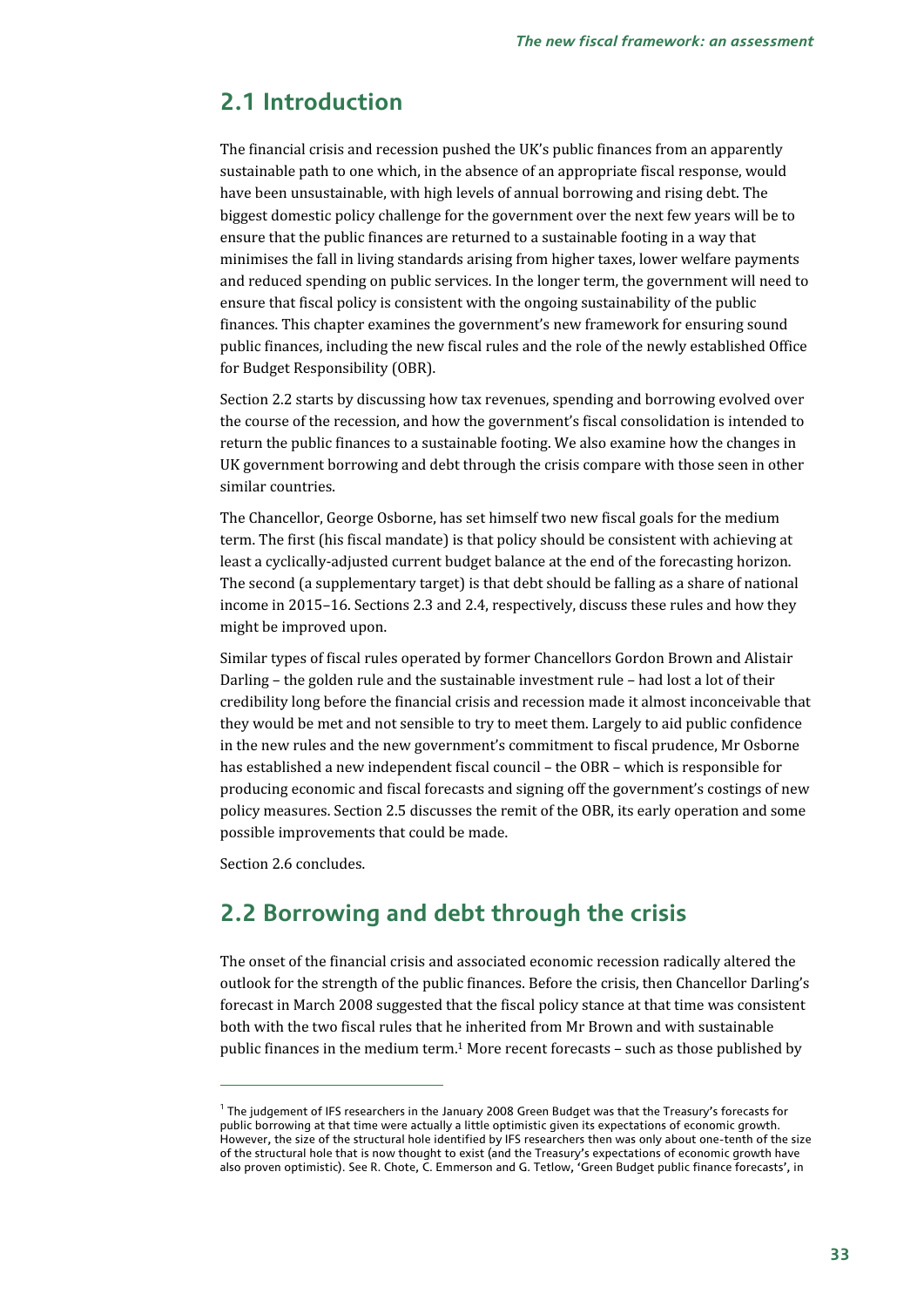## 2.1 Introduction

The financial crisis and recession pushed the UK's public finances from an apparently sustainable path to one which, in the absence of an appropriate fiscal response, would have been unsustainable, with high levels of annual borrowing and rising debt. The biggest domestic policy challenge for the government over the next few years will be to ensure that the public finances are returned to a sustainable footing in a way that minimises the fall in living standards arising from higher taxes, lower welfare payments and reduced spending on public services. In the longer term, the government will need to ensure that fiscal policy is consistent with the ongoing sustainability of the public finances. This chapter examines the government's new framework for ensuring sound public finances, including the new fiscal rules and the role of the newly established Office for Budget Responsibility (OBR).

Section 2.2 starts by discussing how tax revenues, spending and borrowing evolved over the course of the recession, and how the government's fiscal consolidation is intended to return the public finances to a sustainable footing. We also examine how the changes in UK government borrowing and debt through the crisis compare with those seen in other similar countries.

The Chancellor, George Osborne, has set himself two new fiscal goals for the medium term. The first (his fiscal mandate) is that policy should be consistent with achieving at least a cyclically-adjusted current budget balance at the end of the forecasting horizon. The second (a supplementary target) is that debt should be falling as a share of national income in 2015–16. Sections 2.3 and 2.4, respectively, discuss these rules and how they might be improved upon.

Similar types of fiscal rules operated by former Chancellors Gordon Brown and Alistair Darling – the golden rule and the sustainable investment rule – had lost a lot of their credibility long before the financial crisis and recession made it almost inconceivable that they would be met and not sensible to try to meet them. Largely to aid public confidence in the new rules and the new government's commitment to fiscal prudence, Mr Osborne has established a new independent fiscal council – the OBR – which is responsible for producing economic and fiscal forecasts and signing off the government's costings of new policy measures. Section 2.5 discusses the remit of the OBR, its early operation and some possible improvements that could be made.

Section 2.6 concludes.

## 2.2 Borrowing and debt through the crisis

The onset of the financial crisis and associated economic recession radically altered the outlook for the strength of the public finances. Before the crisis, then Chancellor Darling's forecast in March 2008 suggested that the fiscal policy stance at that time was consistent both with the two fiscal rules that he inherited from Mr Brown and with sustainable public finances in the medium term.[1] More recent forecasts – such as those published by

---

[1] The judgement of IFS researchers in the January 2008 Green Budget was that the Treasury's forecasts for public borrowing at that time were actually a little optimistic given its expectations of economic growth. However, the size of the structural hole identified by IFS researchers then was only about one-tenth of the size of the structural hole that is now thought to exist (and the Treasury's expectations of economic growth have also proven optimistic). See R. Chote, C. Emmerson and G. Tetlow, 'Green Budget public finance forecasts', in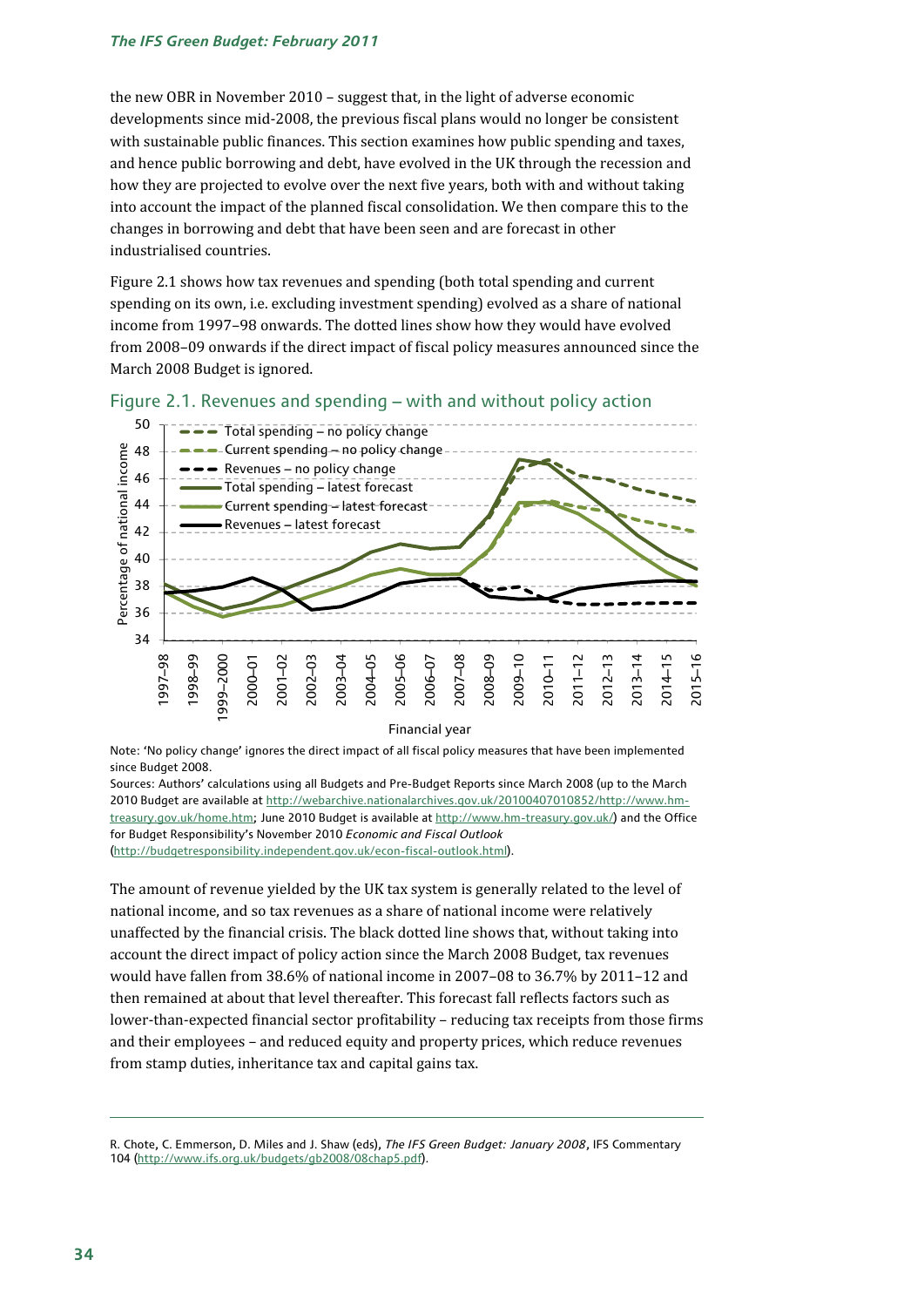the new OBR in November 2010 – suggest that, in the light of adverse economic developments since mid-2008, the previous fiscal plans would no longer be consistent with sustainable public finances. This section examines how public spending and taxes, and hence public borrowing and debt, have evolved in the UK through the recession and how they are projected to evolve over the next five years, both with and without taking into account the impact of the planned fiscal consolidation. We then compare this to the changes in borrowing and debt that have been seen and are forecast in other industrialised countries.

Figure 2.1 shows how tax revenues and spending (both total spending and current spending on its own, i.e. excluding investment spending) evolved as a share of national income from 1997–98 onwards. The dotted lines show how they would have evolved from 2008–09 onwards if the direct impact of fiscal policy measures announced since the March 2008 Budget is ignored.

Figure 2.1. Revenues and spending – with and without policy action

Note: 'No policy change' ignores the direct impact of all fiscal policy measures that have been implemented since Budget 2008.

Sources: Authors' calculations using all Budgets and Pre-Budget Reports since March 2008 (up to the March 2010 Budget are available at http://webarchive.nationalarchives.gov.uk/20100407010852/http://www.hm-treasury.gov.uk/home.htm; June 2010 Budget is available at http://www.hm-treasury.gov.uk/) and the Office for Budget Responsibility's November 2010 *Economic and Fiscal Outlook* (http://budgetresponsibility.independent.gov.uk/econ-fiscal-outlook.html).

The amount of revenue yielded by the UK tax system is generally related to the level of national income, and so tax revenues as a share of national income were relatively unaffected by the financial crisis. The black dotted line shows that, without taking into account the direct impact of policy action since the March 2008 Budget, tax revenues would have fallen from 38.6% of national income in 2007–08 to 36.7% by 2011–12 and then remained at about that level thereafter. This forecast fall reflects factors such as lower-than-expected financial sector profitability – reducing tax receipts from those firms and their employees – and reduced equity and property prices, which reduce revenues from stamp duties, inheritance tax and capital gains tax.

---

R. Chote, C. Emmerson, D. Miles and J. Shaw (eds), *The IFS Green Budget: January 2008*, IFS Commentary 104 (http://www.ifs.org.uk/budgets/gb2008/08chap5.pdf).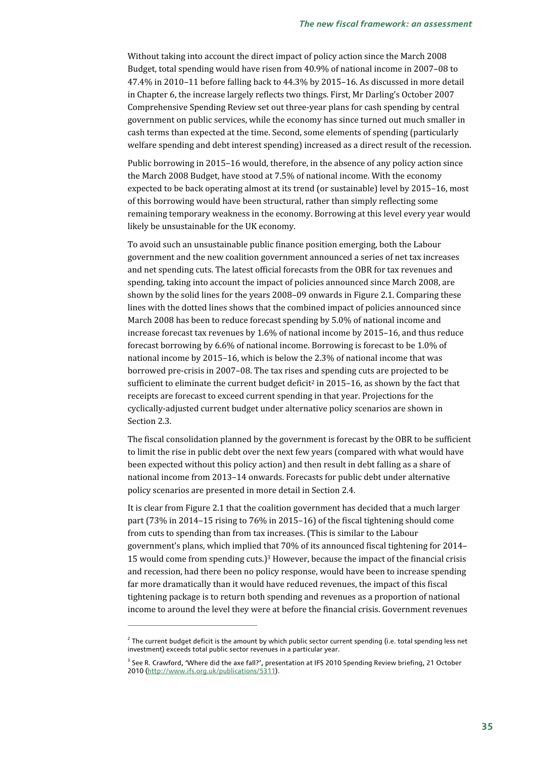Without taking into account the direct impact of policy action since the March 2008 Budget, total spending would have risen from 40.9% of national income in 2007–08 to 47.4% in 2010–11 before falling back to 44.3% by 2015–16. As discussed in more detail in Chapter 6, the increase largely reflects two things. First, Mr Darling's October 2007 Comprehensive Spending Review set out three-year plans for cash spending by central government on public services, while the economy has since turned out much smaller in cash terms than expected at the time. Second, some elements of spending (particularly welfare spending and debt interest spending) increased as a direct result of the recession.

Public borrowing in 2015–16 would, therefore, in the absence of any policy action since the March 2008 Budget, have stood at 7.5% of national income. With the economy expected to be back operating almost at its trend (or sustainable) level by 2015–16, most of this borrowing would have been structural, rather than simply reflecting some remaining temporary weakness in the economy. Borrowing at this level every year would likely be unsustainable for the UK economy.

To avoid such an unsustainable public finance position emerging, both the Labour government and the new coalition government announced a series of net tax increases and net spending cuts. The latest official forecasts from the OBR for tax revenues and spending, taking into account the impact of policies announced since March 2008, are shown by the solid lines for the years 2008–09 onwards in Figure 2.1. Comparing these lines with the dotted lines shows that the combined impact of policies announced since March 2008 has been to reduce forecast spending by 5.0% of national income and increase forecast tax revenues by 1.6% of national income by 2015–16, and thus reduce forecast borrowing by 6.6% of national income. Borrowing is forecast to be 1.0% of national income by 2015–16, which is below the 2.3% of national income that was borrowed pre-crisis in 2007–08. The tax rises and spending cuts are projected to be sufficient to eliminate the current budget deficit[2] in 2015–16, as shown by the fact that receipts are forecast to exceed current spending in that year. Projections for the cyclically-adjusted current budget under alternative policy scenarios are shown in Section 2.3.

The fiscal consolidation planned by the government is forecast by the OBR to be sufficient to limit the rise in public debt over the next few years (compared with what would have been expected without this policy action) and then result in debt falling as a share of national income from 2013–14 onwards. Forecasts for public debt under alternative policy scenarios are presented in more detail in Section 2.4.

It is clear from Figure 2.1 that the coalition government has decided that a much larger part (73% in 2014–15 rising to 76% in 2015–16) of the fiscal tightening should come from cuts to spending than from tax increases. (This is similar to the Labour government's plans, which implied that 70% of its announced fiscal tightening for 2014–15 would come from spending cuts.)[3] However, because the impact of the financial crisis and recession, had there been no policy response, would have been to increase spending far more dramatically than it would have reduced revenues, the impact of this fiscal tightening package is to return both spending and revenues as a proportion of national income to around the level they were at before the financial crisis. Government revenues

---

[2] The current budget deficit is the amount by which public sector current spending (i.e. total spending less net investment) exceeds total public sector revenues in a particular year.

[3] See R. Crawford, 'Where did the axe fall?', presentation at IFS 2010 Spending Review briefing, 21 October 2010 (http://www.ifs.org.uk/publications/5311).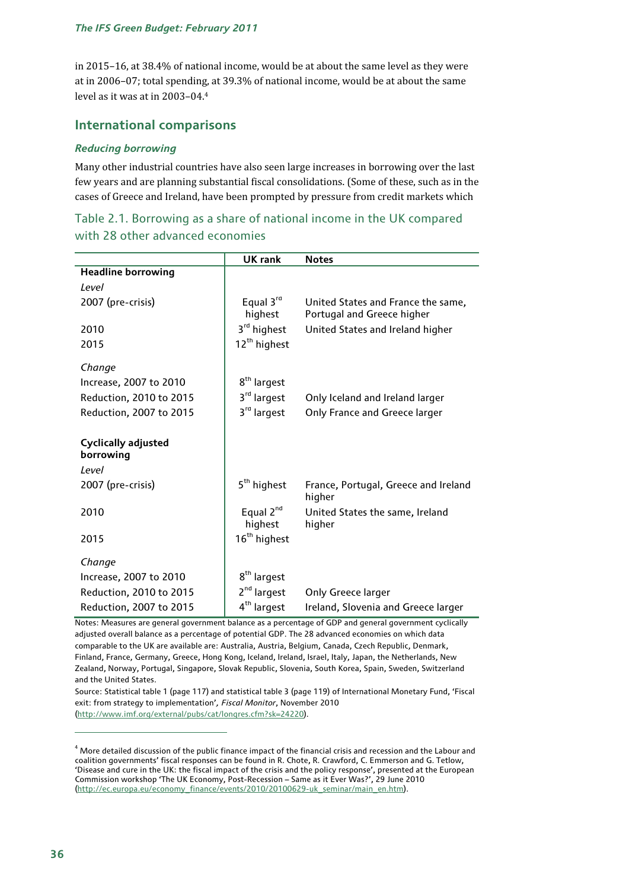in 2015–16, at 38.4% of national income, would be at about the same level as they were at in 2006–07; total spending, at 39.3% of national income, would be at about the same level as it was at in 2003–04.[4]

## International comparisons

### *Reducing borrowing*

Many other industrial countries have also seen large increases in borrowing over the last few years and are planning substantial fiscal consolidations. (Some of these, such as in the cases of Greece and Ireland, have been prompted by pressure from credit markets which

Table 2.1. Borrowing as a share of national income in the UK compared with 28 other advanced economies

| | UK rank | Notes |
|---|---|---|
| **Headline borrowing** | | |
| *Level* | | |
| 2007 (pre-crisis) | Equal 3rd highest | United States and France the same, Portugal and Greece higher |
| 2010 | 3rd highest | United States and Ireland higher |
| 2015 | 12th highest | |
| *Change* | | |
| Increase, 2007 to 2010 | 8th largest | |
| Reduction, 2010 to 2015 | 3rd largest | Only Iceland and Ireland larger |
| Reduction, 2007 to 2015 | 3rd largest | Only France and Greece larger |
| **Cyclically adjusted borrowing** | | |
| *Level* | | |
| 2007 (pre-crisis) | 5th highest | France, Portugal, Greece and Ireland higher |
| 2010 | Equal 2nd highest | United States the same, Ireland higher |
| 2015 | 16th highest | |
| *Change* | | |
| Increase, 2007 to 2010 | 8th largest | |
| Reduction, 2010 to 2015 | 2nd largest | Only Greece larger |
| Reduction, 2007 to 2015 | 4th largest | Ireland, Slovenia and Greece larger |

Notes: Measures are general government balance as a percentage of GDP and general government cyclically adjusted overall balance as a percentage of potential GDP. The 28 advanced economies on which data comparable to the UK are available are: Australia, Austria, Belgium, Canada, Czech Republic, Denmark, Finland, France, Germany, Greece, Hong Kong, Iceland, Ireland, Israel, Italy, Japan, the Netherlands, New Zealand, Norway, Portugal, Singapore, Slovak Republic, Slovenia, South Korea, Spain, Sweden, Switzerland and the United States.

Source: Statistical table 1 (page 117) and statistical table 3 (page 119) of International Monetary Fund, 'Fiscal exit: from strategy to implementation', *Fiscal Monitor*, November 2010 (http://www.imf.org/external/pubs/cat/longres.cfm?sk=24220).

[4] More detailed discussion of the public finance impact of the financial crisis and recession and the Labour and coalition governments' fiscal responses can be found in R. Chote, R. Crawford, C. Emmerson and G. Tetlow, 'Disease and cure in the UK: the fiscal impact of the crisis and the policy response', presented at the European Commission workshop 'The UK Economy, Post-Recession – Same as it Ever Was?', 29 June 2010 (http://ec.europa.eu/economy_finance/events/2010/20100629-uk_seminar/main_en.htm).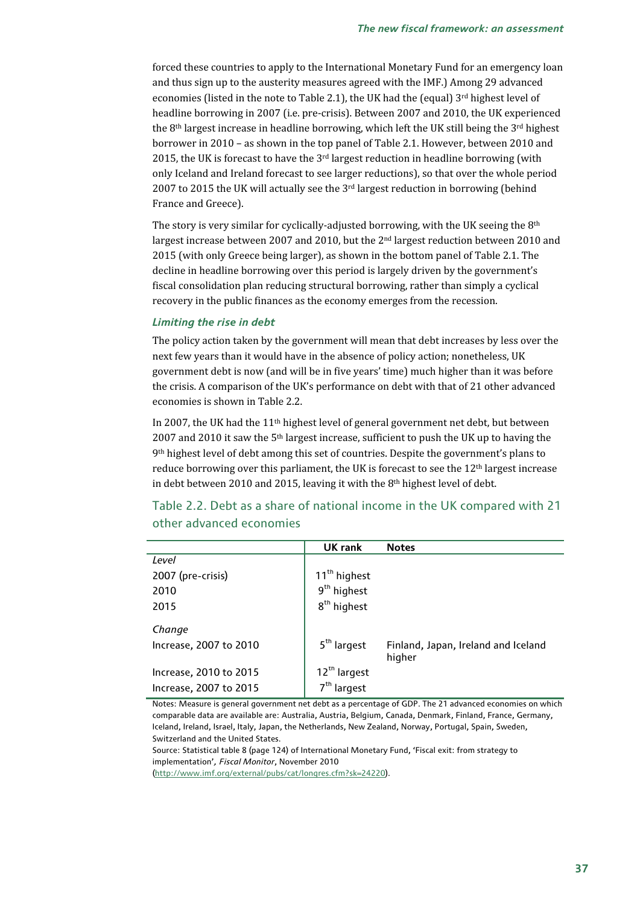forced these countries to apply to the International Monetary Fund for an emergency loan and thus sign up to the austerity measures agreed with the IMF.) Among 29 advanced economies (listed in the note to Table 2.1), the UK had the (equal) 3rd highest level of headline borrowing in 2007 (i.e. pre-crisis). Between 2007 and 2010, the UK experienced the 8th largest increase in headline borrowing, which left the UK still being the 3rd highest borrower in 2010 – as shown in the top panel of Table 2.1. However, between 2010 and 2015, the UK is forecast to have the 3rd largest reduction in headline borrowing (with only Iceland and Ireland forecast to see larger reductions), so that over the whole period 2007 to 2015 the UK will actually see the 3rd largest reduction in borrowing (behind France and Greece).

The story is very similar for cyclically-adjusted borrowing, with the UK seeing the 8th largest increase between 2007 and 2010, but the 2nd largest reduction between 2010 and 2015 (with only Greece being larger), as shown in the bottom panel of Table 2.1. The decline in headline borrowing over this period is largely driven by the government's fiscal consolidation plan reducing structural borrowing, rather than simply a cyclical recovery in the public finances as the economy emerges from the recession.

### *Limiting the rise in debt*

The policy action taken by the government will mean that debt increases by less over the next few years than it would have in the absence of policy action; nonetheless, UK government debt is now (and will be in five years' time) much higher than it was before the crisis. A comparison of the UK's performance on debt with that of 21 other advanced economies is shown in Table 2.2.

In 2007, the UK had the 11th highest level of general government net debt, but between 2007 and 2010 it saw the 5th largest increase, sufficient to push the UK up to having the 9th highest level of debt among this set of countries. Despite the government's plans to reduce borrowing over this parliament, the UK is forecast to see the 12th largest increase in debt between 2010 and 2015, leaving it with the 8th highest level of debt.

## Table 2.2. Debt as a share of national income in the UK compared with 21 other advanced economies

| | UK rank | Notes |
|---|---|---|
| *Level* | | |
| 2007 (pre-crisis) | 11th highest | |
| 2010 | 9th highest | |
| 2015 | 8th highest | |
| *Change* | | |
| Increase, 2007 to 2010 | 5th largest | Finland, Japan, Ireland and Iceland higher |
| Increase, 2010 to 2015 | 12th largest | |
| Increase, 2007 to 2015 | 7th largest | |

Notes: Measure is general government net debt as a percentage of GDP. The 21 advanced economies on which comparable data are available are: Australia, Austria, Belgium, Canada, Denmark, Finland, France, Germany, Iceland, Ireland, Israel, Italy, Japan, the Netherlands, New Zealand, Norway, Portugal, Spain, Sweden, Switzerland and the United States.

Source: Statistical table 8 (page 124) of International Monetary Fund, 'Fiscal exit: from strategy to implementation', *Fiscal Monitor*, November 2010 (http://www.imf.org/external/pubs/cat/longres.cfm?sk=24220).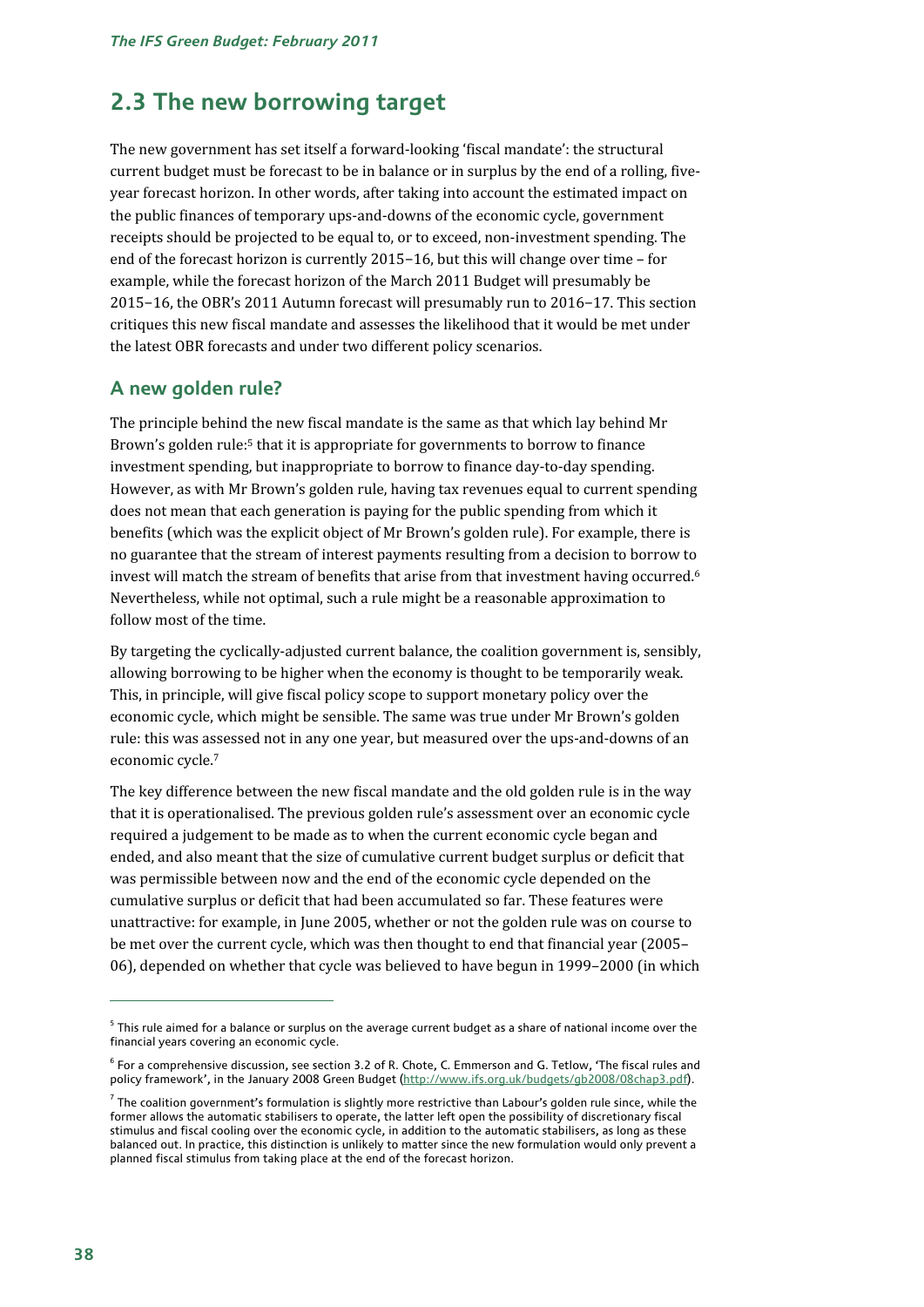## 2.3 The new borrowing target

The new government has set itself a forward-looking 'fiscal mandate': the structural current budget must be forecast to be in balance or in surplus by the end of a rolling, five-year forecast horizon. In other words, after taking into account the estimated impact on the public finances of temporary ups-and-downs of the economic cycle, government receipts should be projected to be equal to, or to exceed, non-investment spending. The end of the forecast horizon is currently 2015−16, but this will change over time – for example, while the forecast horizon of the March 2011 Budget will presumably be 2015−16, the OBR's 2011 Autumn forecast will presumably run to 2016−17. This section critiques this new fiscal mandate and assesses the likelihood that it would be met under the latest OBR forecasts and under two different policy scenarios.

### A new golden rule?

The principle behind the new fiscal mandate is the same as that which lay behind Mr Brown's golden rule:[5] that it is appropriate for governments to borrow to finance investment spending, but inappropriate to borrow to finance day-to-day spending. However, as with Mr Brown's golden rule, having tax revenues equal to current spending does not mean that each generation is paying for the public spending from which it benefits (which was the explicit object of Mr Brown's golden rule). For example, there is no guarantee that the stream of interest payments resulting from a decision to borrow to invest will match the stream of benefits that arise from that investment having occurred.[6] Nevertheless, while not optimal, such a rule might be a reasonable approximation to follow most of the time.

By targeting the cyclically-adjusted current balance, the coalition government is, sensibly, allowing borrowing to be higher when the economy is thought to be temporarily weak. This, in principle, will give fiscal policy scope to support monetary policy over the economic cycle, which might be sensible. The same was true under Mr Brown's golden rule: this was assessed not in any one year, but measured over the ups-and-downs of an economic cycle.[7]

The key difference between the new fiscal mandate and the old golden rule is in the way that it is operationalised. The previous golden rule's assessment over an economic cycle required a judgement to be made as to when the current economic cycle began and ended, and also meant that the size of cumulative current budget surplus or deficit that was permissible between now and the end of the economic cycle depended on the cumulative surplus or deficit that had been accumulated so far. These features were unattractive: for example, in June 2005, whether or not the golden rule was on course to be met over the current cycle, which was then thought to end that financial year (2005–06), depended on whether that cycle was believed to have begun in 1999–2000 (in which

---

[5] This rule aimed for a balance or surplus on the average current budget as a share of national income over the financial years covering an economic cycle.

[6] For a comprehensive discussion, see section 3.2 of R. Chote, C. Emmerson and G. Tetlow, 'The fiscal rules and policy framework', in the January 2008 Green Budget (http://www.ifs.org.uk/budgets/gb2008/08chap3.pdf).

[7] The coalition government's formulation is slightly more restrictive than Labour's golden rule since, while the former allows the automatic stabilisers to operate, the latter left open the possibility of discretionary fiscal stimulus and fiscal cooling over the economic cycle, in addition to the automatic stabilisers, as long as these balanced out. In practice, this distinction is unlikely to matter since the new formulation would only prevent a planned fiscal stimulus from taking place at the end of the forecast horizon.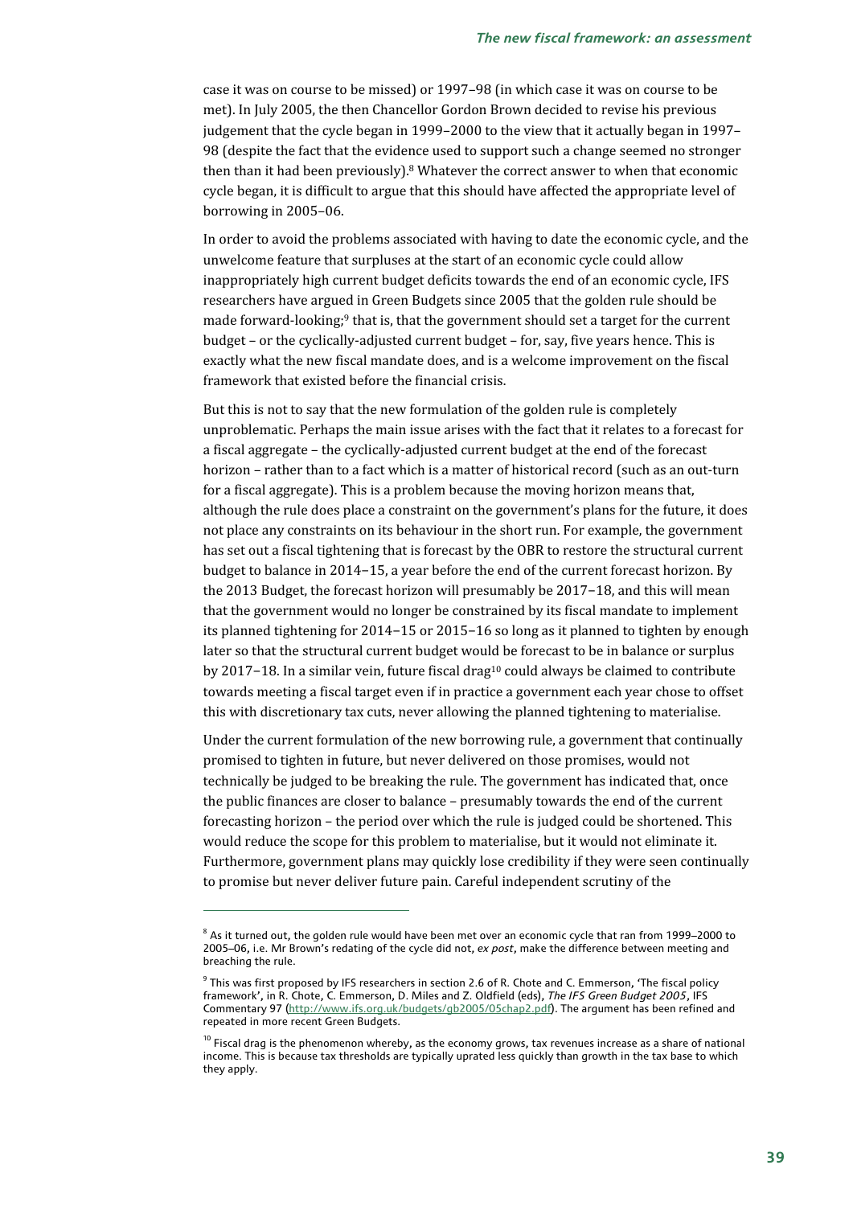case it was on course to be missed) or 1997–98 (in which case it was on course to be met). In July 2005, the then Chancellor Gordon Brown decided to revise his previous judgement that the cycle began in 1999–2000 to the view that it actually began in 1997–98 (despite the fact that the evidence used to support such a change seemed no stronger then than it had been previously).[8] Whatever the correct answer to when that economic cycle began, it is difficult to argue that this should have affected the appropriate level of borrowing in 2005–06.

In order to avoid the problems associated with having to date the economic cycle, and the unwelcome feature that surpluses at the start of an economic cycle could allow inappropriately high current budget deficits towards the end of an economic cycle, IFS researchers have argued in Green Budgets since 2005 that the golden rule should be made forward-looking;[9] that is, that the government should set a target for the current budget – or the cyclically-adjusted current budget – for, say, five years hence. This is exactly what the new fiscal mandate does, and is a welcome improvement on the fiscal framework that existed before the financial crisis.

But this is not to say that the new formulation of the golden rule is completely unproblematic. Perhaps the main issue arises with the fact that it relates to a forecast for a fiscal aggregate – the cyclically-adjusted current budget at the end of the forecast horizon – rather than to a fact which is a matter of historical record (such as an out-turn for a fiscal aggregate). This is a problem because the moving horizon means that, although the rule does place a constraint on the government's plans for the future, it does not place any constraints on its behaviour in the short run. For example, the government has set out a fiscal tightening that is forecast by the OBR to restore the structural current budget to balance in 2014−15, a year before the end of the current forecast horizon. By the 2013 Budget, the forecast horizon will presumably be 2017−18, and this will mean that the government would no longer be constrained by its fiscal mandate to implement its planned tightening for 2014−15 or 2015−16 so long as it planned to tighten by enough later so that the structural current budget would be forecast to be in balance or surplus by 2017−18. In a similar vein, future fiscal drag[10] could always be claimed to contribute towards meeting a fiscal target even if in practice a government each year chose to offset this with discretionary tax cuts, never allowing the planned tightening to materialise.

Under the current formulation of the new borrowing rule, a government that continually promised to tighten in future, but never delivered on those promises, would not technically be judged to be breaking the rule. The government has indicated that, once the public finances are closer to balance – presumably towards the end of the current forecasting horizon – the period over which the rule is judged could be shortened. This would reduce the scope for this problem to materialise, but it would not eliminate it. Furthermore, government plans may quickly lose credibility if they were seen continually to promise but never deliver future pain. Careful independent scrutiny of the

---

[8] As it turned out, the golden rule would have been met over an economic cycle that ran from 1999–2000 to 2005–06, i.e. Mr Brown's redating of the cycle did not, *ex post*, make the difference between meeting and breaching the rule.

[9] This was first proposed by IFS researchers in section 2.6 of R. Chote and C. Emmerson, 'The fiscal policy framework', in R. Chote, C. Emmerson, D. Miles and Z. Oldfield (eds), *The IFS Green Budget 2005*, IFS Commentary 97 (http://www.ifs.org.uk/budgets/gb2005/05chap2.pdf). The argument has been refined and repeated in more recent Green Budgets.

[10] Fiscal drag is the phenomenon whereby, as the economy grows, tax revenues increase as a share of national income. This is because tax thresholds are typically uprated less quickly than growth in the tax base to which they apply.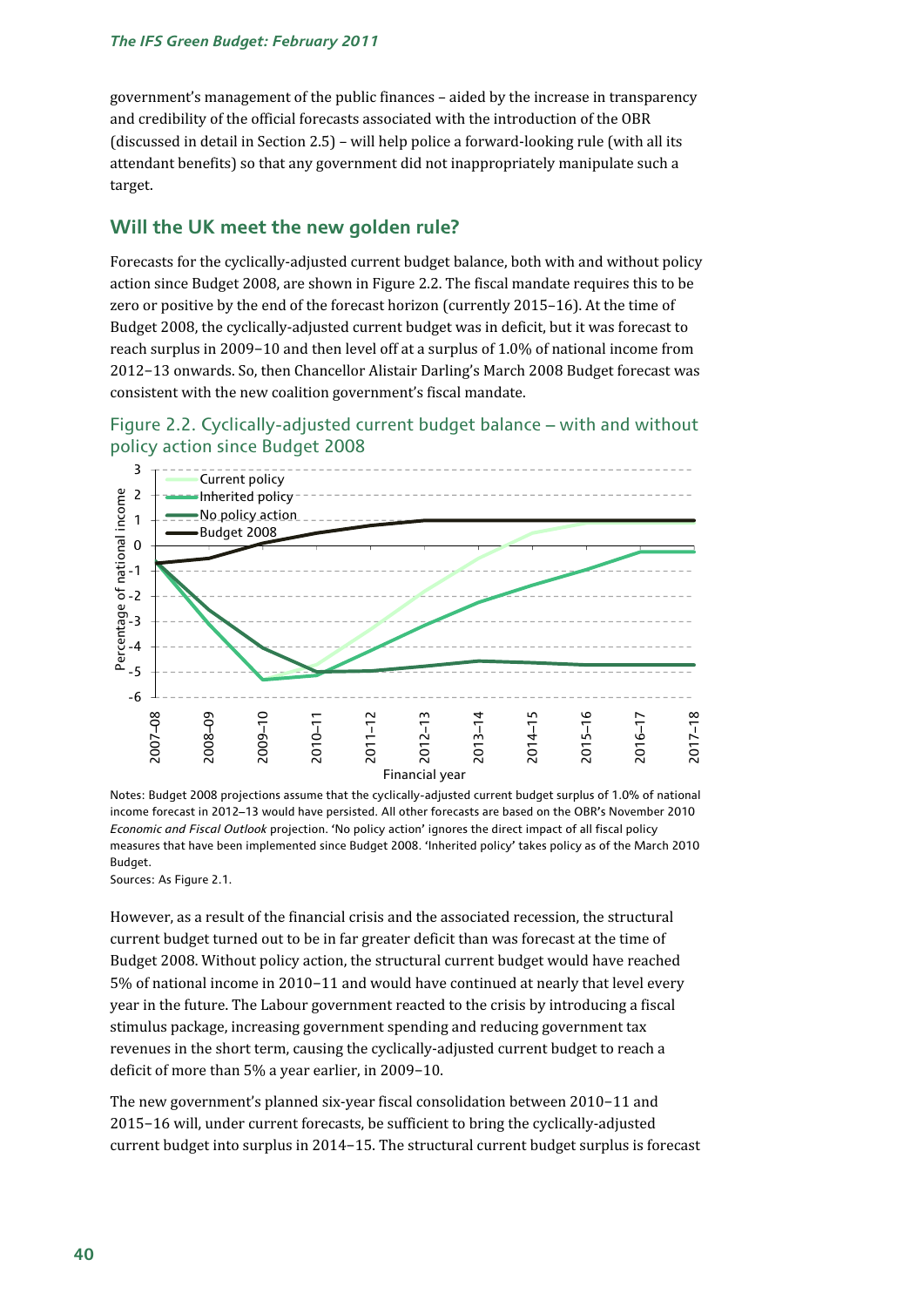government's management of the public finances – aided by the increase in transparency and credibility of the official forecasts associated with the introduction of the OBR (discussed in detail in Section 2.5) – will help police a forward-looking rule (with all its attendant benefits) so that any government did not inappropriately manipulate such a target.

## Will the UK meet the new golden rule?

Forecasts for the cyclically-adjusted current budget balance, both with and without policy action since Budget 2008, are shown in Figure 2.2. The fiscal mandate requires this to be zero or positive by the end of the forecast horizon (currently 2015–16). At the time of Budget 2008, the cyclically-adjusted current budget was in deficit, but it was forecast to reach surplus in 2009–10 and then level off at a surplus of 1.0% of national income from 2012–13 onwards. So, then Chancellor Alistair Darling's March 2008 Budget forecast was consistent with the new coalition government's fiscal mandate.

Figure 2.2. Cyclically-adjusted current budget balance – with and without policy action since Budget 2008

Notes: Budget 2008 projections assume that the cyclically-adjusted current budget surplus of 1.0% of national income forecast in 2012–13 would have persisted. All other forecasts are based on the OBR's November 2010 *Economic and Fiscal Outlook* projection. 'No policy action' ignores the direct impact of all fiscal policy measures that have been implemented since Budget 2008. 'Inherited policy' takes policy as of the March 2010 Budget.

Sources: As Figure 2.1.

However, as a result of the financial crisis and the associated recession, the structural current budget turned out to be in far greater deficit than was forecast at the time of Budget 2008. Without policy action, the structural current budget would have reached 5% of national income in 2010–11 and would have continued at nearly that level every year in the future. The Labour government reacted to the crisis by introducing a fiscal stimulus package, increasing government spending and reducing government tax revenues in the short term, causing the cyclically-adjusted current budget to reach a deficit of more than 5% a year earlier, in 2009–10.

The new government's planned six-year fiscal consolidation between 2010–11 and 2015–16 will, under current forecasts, be sufficient to bring the cyclically-adjusted current budget into surplus in 2014–15. The structural current budget surplus is forecast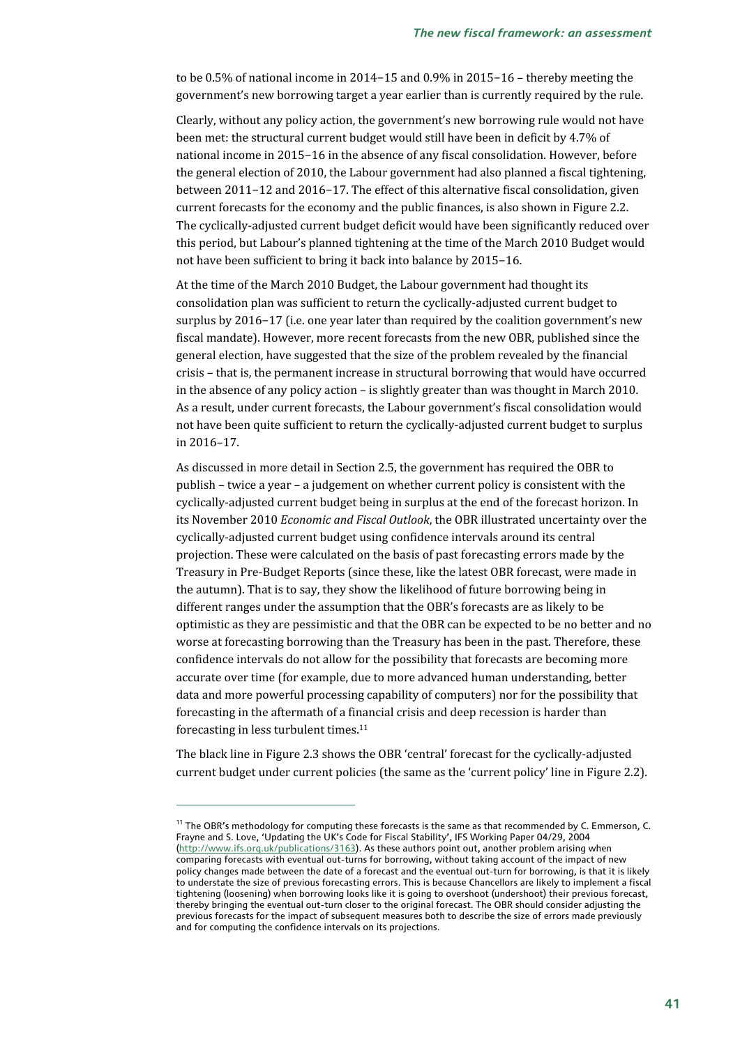to be 0.5% of national income in 2014–15 and 0.9% in 2015–16 – thereby meeting the government's new borrowing target a year earlier than is currently required by the rule.

Clearly, without any policy action, the government's new borrowing rule would not have been met: the structural current budget would still have been in deficit by 4.7% of national income in 2015–16 in the absence of any fiscal consolidation. However, before the general election of 2010, the Labour government had also planned a fiscal tightening, between 2011–12 and 2016–17. The effect of this alternative fiscal consolidation, given current forecasts for the economy and the public finances, is also shown in Figure 2.2. The cyclically-adjusted current budget deficit would have been significantly reduced over this period, but Labour's planned tightening at the time of the March 2010 Budget would not have been sufficient to bring it back into balance by 2015–16.

At the time of the March 2010 Budget, the Labour government had thought its consolidation plan was sufficient to return the cyclically-adjusted current budget to surplus by 2016–17 (i.e. one year later than required by the coalition government's new fiscal mandate). However, more recent forecasts from the new OBR, published since the general election, have suggested that the size of the problem revealed by the financial crisis – that is, the permanent increase in structural borrowing that would have occurred in the absence of any policy action – is slightly greater than was thought in March 2010. As a result, under current forecasts, the Labour government's fiscal consolidation would not have been quite sufficient to return the cyclically-adjusted current budget to surplus in 2016–17.

As discussed in more detail in Section 2.5, the government has required the OBR to publish – twice a year – a judgement on whether current policy is consistent with the cyclically-adjusted current budget being in surplus at the end of the forecast horizon. In its November 2010 *Economic and Fiscal Outlook*, the OBR illustrated uncertainty over the cyclically-adjusted current budget using confidence intervals around its central projection. These were calculated on the basis of past forecasting errors made by the Treasury in Pre-Budget Reports (since these, like the latest OBR forecast, were made in the autumn). That is to say, they show the likelihood of future borrowing being in different ranges under the assumption that the OBR's forecasts are as likely to be optimistic as they are pessimistic and that the OBR can be expected to be no better and no worse at forecasting borrowing than the Treasury has been in the past. Therefore, these confidence intervals do not allow for the possibility that forecasts are becoming more accurate over time (for example, due to more advanced human understanding, better data and more powerful processing capability of computers) nor for the possibility that forecasting in the aftermath of a financial crisis and deep recession is harder than forecasting in less turbulent times.[11]

The black line in Figure 2.3 shows the OBR 'central' forecast for the cyclically-adjusted current budget under current policies (the same as the 'current policy' line in Figure 2.2).

---

[11] The OBR's methodology for computing these forecasts is the same as that recommended by C. Emmerson, C. Frayne and S. Love, 'Updating the UK's Code for Fiscal Stability', IFS Working Paper 04/29, 2004 (http://www.ifs.org.uk/publications/3163). As these authors point out, another problem arising when comparing forecasts with eventual out-turns for borrowing, without taking account of the impact of new policy changes made between the date of a forecast and the eventual out-turn for borrowing, is that it is likely to understate the size of previous forecasting errors. This is because Chancellors are likely to implement a fiscal tightening (loosening) when borrowing looks like it is going to overshoot (undershoot) their previous forecast, thereby bringing the eventual out-turn closer to the original forecast. The OBR should consider adjusting the previous forecasts for the impact of subsequent measures both to describe the size of errors made previously and for computing the confidence intervals on its projections.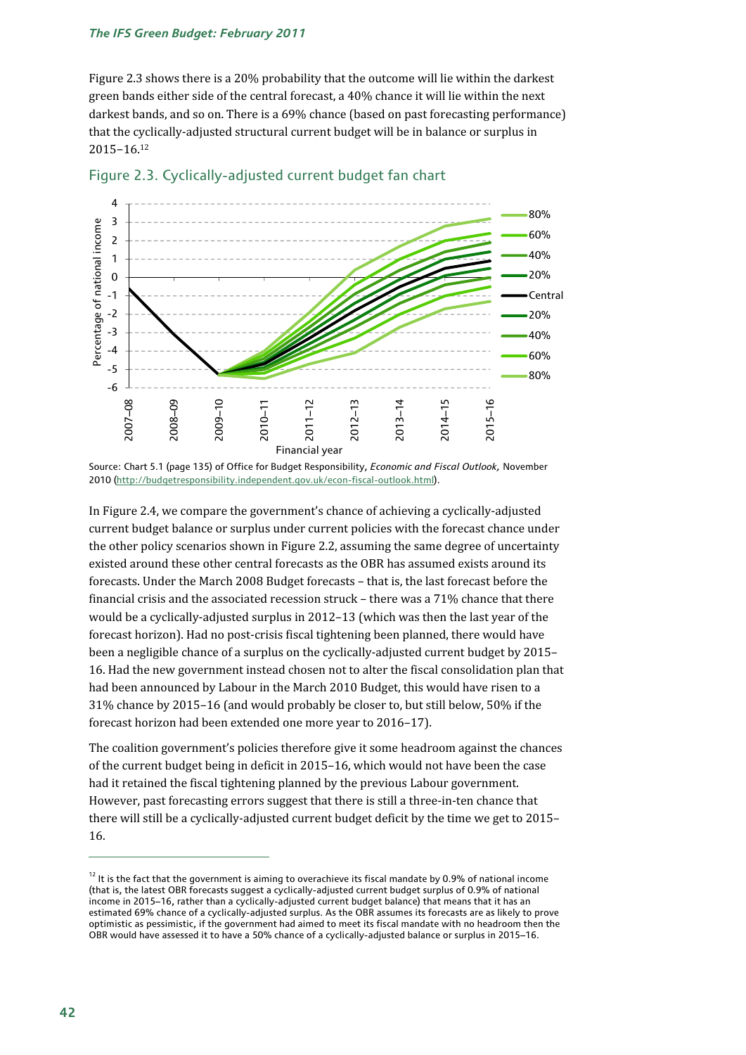Figure 2.3 shows there is a 20% probability that the outcome will lie within the darkest green bands either side of the central forecast, a 40% chance it will lie within the next darkest bands, and so on. There is a 69% chance (based on past forecasting performance) that the cyclically-adjusted structural current budget will be in balance or surplus in 2015–16.[12]

Figure 2.3. Cyclically-adjusted current budget fan chart

Source: Chart 5.1 (page 135) of Office for Budget Responsibility, *Economic and Fiscal Outlook,* November 2010 (http://budgetresponsibility.independent.gov.uk/econ-fiscal-outlook.html).

In Figure 2.4, we compare the government's chance of achieving a cyclically-adjusted current budget balance or surplus under current policies with the forecast chance under the other policy scenarios shown in Figure 2.2, assuming the same degree of uncertainty existed around these other central forecasts as the OBR has assumed exists around its forecasts. Under the March 2008 Budget forecasts – that is, the last forecast before the financial crisis and the associated recession struck – there was a 71% chance that there would be a cyclically-adjusted surplus in 2012–13 (which was then the last year of the forecast horizon). Had no post-crisis fiscal tightening been planned, there would have been a negligible chance of a surplus on the cyclically-adjusted current budget by 2015–16. Had the new government instead chosen not to alter the fiscal consolidation plan that had been announced by Labour in the March 2010 Budget, this would have risen to a 31% chance by 2015–16 (and would probably be closer to, but still below, 50% if the forecast horizon had been extended one more year to 2016–17).

The coalition government's policies therefore give it some headroom against the chances of the current budget being in deficit in 2015–16, which would not have been the case had it retained the fiscal tightening planned by the previous Labour government. However, past forecasting errors suggest that there is still a three-in-ten chance that there will still be a cyclically-adjusted current budget deficit by the time we get to 2015–16.

---

[12] It is the fact that the government is aiming to overachieve its fiscal mandate by 0.9% of national income (that is, the latest OBR forecasts suggest a cyclically-adjusted current budget surplus of 0.9% of national income in 2015–16, rather than a cyclically-adjusted current budget balance) that means that it has an estimated 69% chance of a cyclically-adjusted surplus. As the OBR assumes its forecasts are as likely to prove optimistic as pessimistic, if the government had aimed to meet its fiscal mandate with no headroom then the OBR would have assessed it to have a 50% chance of a cyclically-adjusted balance or surplus in 2015–16.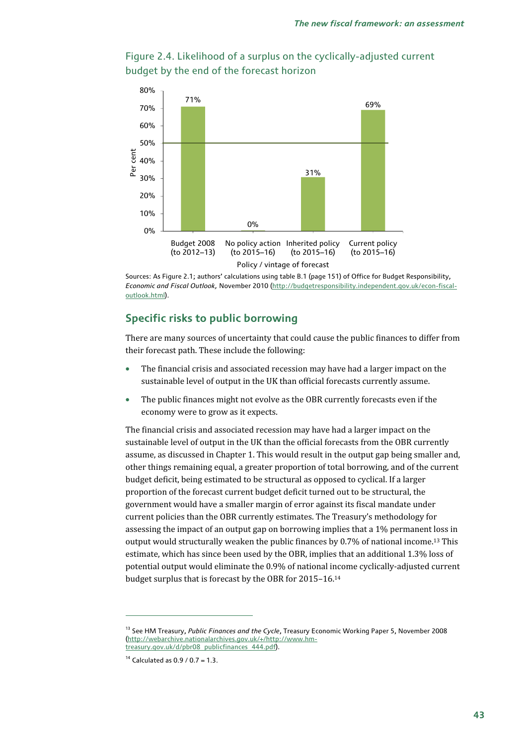Figure 2.4. Likelihood of a surplus on the cyclically-adjusted current budget by the end of the forecast horizon

| Policy / vintage of forecast | Per cent |
|---|---|
| Budget 2008 (to 2012–13) | 71% |
| No policy action (to 2015–16) | 0% |
| Inherited policy (to 2015–16) | 31% |
| Current policy (to 2015–16) | 69% |

Sources: As Figure 2.1; authors' calculations using table B.1 (page 151) of Office for Budget Responsibility, *Economic and Fiscal Outlook,* November 2010 (http://budgetresponsibility.independent.gov.uk/econ-fiscal-outlook.html).

## Specific risks to public borrowing

There are many sources of uncertainty that could cause the public finances to differ from their forecast path. These include the following:

- The financial crisis and associated recession may have had a larger impact on the sustainable level of output in the UK than official forecasts currently assume.
- The public finances might not evolve as the OBR currently forecasts even if the economy were to grow as it expects.

The financial crisis and associated recession may have had a larger impact on the sustainable level of output in the UK than the official forecasts from the OBR currently assume, as discussed in Chapter 1. This would result in the output gap being smaller and, other things remaining equal, a greater proportion of total borrowing, and of the current budget deficit, being estimated to be structural as opposed to cyclical. If a larger proportion of the forecast current budget deficit turned out to be structural, the government would have a smaller margin of error against its fiscal mandate under current policies than the OBR currently estimates. The Treasury's methodology for assessing the impact of an output gap on borrowing implies that a 1% permanent loss in output would structurally weaken the public finances by 0.7% of national income.[13] This estimate, which has since been used by the OBR, implies that an additional 1.3% loss of potential output would eliminate the 0.9% of national income cyclically-adjusted current budget surplus that is forecast by the OBR for 2015–16.[14]

[13] See HM Treasury, *Public Finances and the Cycle*, Treasury Economic Working Paper 5, November 2008 (http://webarchive.nationalarchives.gov.uk/+/http://www.hm-treasury.gov.uk/d/pbr08_publicfinances_444.pdf).

[14] Calculated as 0.9 / 0.7 = 1.3.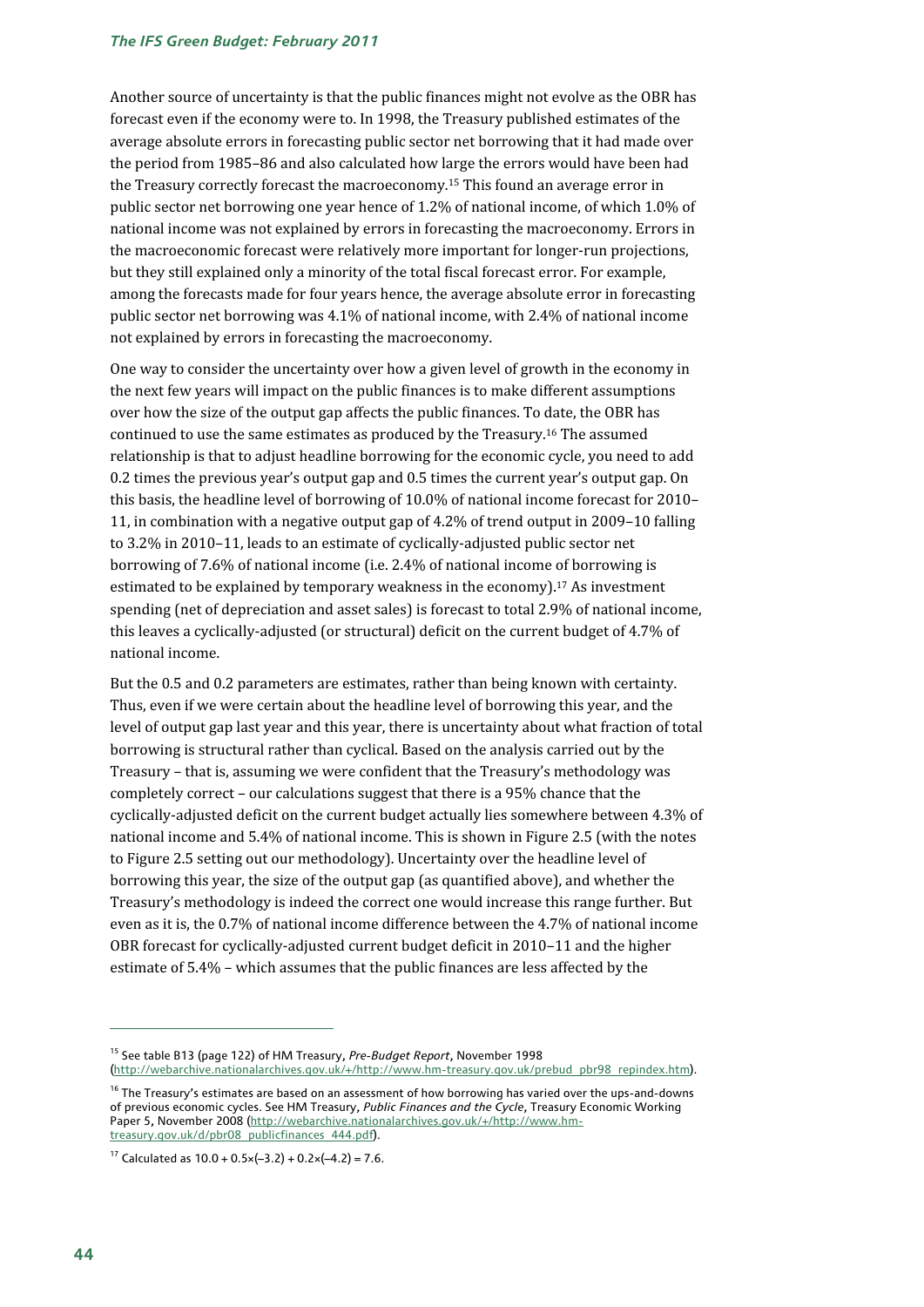Another source of uncertainty is that the public finances might not evolve as the OBR has forecast even if the economy were to. In 1998, the Treasury published estimates of the average absolute errors in forecasting public sector net borrowing that it had made over the period from 1985–86 and also calculated how large the errors would have been had the Treasury correctly forecast the macroeconomy.[15] This found an average error in public sector net borrowing one year hence of 1.2% of national income, of which 1.0% of national income was not explained by errors in forecasting the macroeconomy. Errors in the macroeconomic forecast were relatively more important for longer-run projections, but they still explained only a minority of the total fiscal forecast error. For example, among the forecasts made for four years hence, the average absolute error in forecasting public sector net borrowing was 4.1% of national income, with 2.4% of national income not explained by errors in forecasting the macroeconomy.

One way to consider the uncertainty over how a given level of growth in the economy in the next few years will impact on the public finances is to make different assumptions over how the size of the output gap affects the public finances. To date, the OBR has continued to use the same estimates as produced by the Treasury.[16] The assumed relationship is that to adjust headline borrowing for the economic cycle, you need to add 0.2 times the previous year's output gap and 0.5 times the current year's output gap. On this basis, the headline level of borrowing of 10.0% of national income forecast for 2010–11, in combination with a negative output gap of 4.2% of trend output in 2009–10 falling to 3.2% in 2010–11, leads to an estimate of cyclically-adjusted public sector net borrowing of 7.6% of national income (i.e. 2.4% of national income of borrowing is estimated to be explained by temporary weakness in the economy).[17] As investment spending (net of depreciation and asset sales) is forecast to total 2.9% of national income, this leaves a cyclically-adjusted (or structural) deficit on the current budget of 4.7% of national income.

But the 0.5 and 0.2 parameters are estimates, rather than being known with certainty. Thus, even if we were certain about the headline level of borrowing this year, and the level of output gap last year and this year, there is uncertainty about what fraction of total borrowing is structural rather than cyclical. Based on the analysis carried out by the Treasury – that is, assuming we were confident that the Treasury's methodology was completely correct – our calculations suggest that there is a 95% chance that the cyclically-adjusted deficit on the current budget actually lies somewhere between 4.3% of national income and 5.4% of national income. This is shown in Figure 2.5 (with the notes to Figure 2.5 setting out our methodology). Uncertainty over the headline level of borrowing this year, the size of the output gap (as quantified above), and whether the Treasury's methodology is indeed the correct one would increase this range further. But even as it is, the 0.7% of national income difference between the 4.7% of national income OBR forecast for cyclically-adjusted current budget deficit in 2010–11 and the higher estimate of 5.4% – which assumes that the public finances are less affected by the

---

[15] See table B13 (page 122) of HM Treasury, *Pre-Budget Report*, November 1998 (http://webarchive.nationalarchives.gov.uk/+/http://www.hm-treasury.gov.uk/prebud_pbr98_repindex.htm).

[16] The Treasury's estimates are based on an assessment of how borrowing has varied over the ups-and-downs of previous economic cycles. See HM Treasury, *Public Finances and the Cycle*, Treasury Economic Working Paper 5, November 2008 (http://webarchive.nationalarchives.gov.uk/+/http://www.hm-treasury.gov.uk/d/pbr08_publicfinances_444.pdf).

[17] Calculated as $10.0 + 0.5\times(-3.2) + 0.2\times(-4.2) = 7.6$.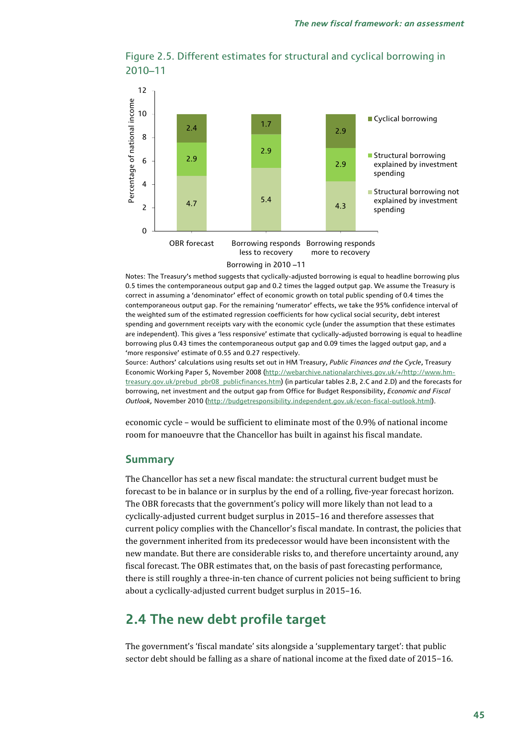Figure 2.5. Different estimates for structural and cyclical borrowing in 2010–11

| Borrowing in 2010–11 | Structural borrowing not explained by investment spending | Structural borrowing explained by investment spending | Cyclical borrowing |
|---|---|---|---|
| OBR forecast | 4.7 | 2.9 | 2.4 |
| Borrowing responds less to recovery | 5.4 | 2.9 | 1.7 |
| Borrowing responds more to recovery | 4.3 | 2.9 | 2.9 |

(Percentage of national income)

Notes: The Treasury's method suggests that cyclically-adjusted borrowing is equal to headline borrowing plus 0.5 times the contemporaneous output gap and 0.2 times the lagged output gap. We assume the Treasury is correct in assuming a 'denominator' effect of economic growth on total public spending of 0.4 times the contemporaneous output gap. For the remaining 'numerator' effects, we take the 95% confidence interval of the weighted sum of the estimated regression coefficients for how cyclical social security, debt interest spending and government receipts vary with the economic cycle (under the assumption that these estimates are independent). This gives a 'less responsive' estimate that cyclically-adjusted borrowing is equal to headline borrowing plus 0.43 times the contemporaneous output gap and 0.09 times the lagged output gap, and a 'more responsive' estimate of 0.55 and 0.27 respectively.

Source: Authors' calculations using results set out in HM Treasury, *Public Finances and the Cycle*, Treasury Economic Working Paper 5, November 2008 (http://webarchive.nationalarchives.gov.uk/+/http://www.hm-treasury.gov.uk/prebud_pbr08_publicfinances.htm) (in particular tables 2.B, 2.C and 2.D) and the forecasts for borrowing, net investment and the output gap from Office for Budget Responsibility, *Economic and Fiscal Outlook*, November 2010 (http://budgetresponsibility.independent.gov.uk/econ-fiscal-outlook.html).

economic cycle – would be sufficient to eliminate most of the 0.9% of national income room for manoeuvre that the Chancellor has built in against his fiscal mandate.

### Summary

The Chancellor has set a new fiscal mandate: the structural current budget must be forecast to be in balance or in surplus by the end of a rolling, five-year forecast horizon. The OBR forecasts that the government's policy will more likely than not lead to a cyclically-adjusted current budget surplus in 2015–16 and therefore assesses that current policy complies with the Chancellor's fiscal mandate. In contrast, the policies that the government inherited from its predecessor would have been inconsistent with the new mandate. But there are considerable risks to, and therefore uncertainty around, any fiscal forecast. The OBR estimates that, on the basis of past forecasting performance, there is still roughly a three-in-ten chance of current policies not being sufficient to bring about a cyclically-adjusted current budget surplus in 2015–16.

## 2.4 The new debt profile target

The government's 'fiscal mandate' sits alongside a 'supplementary target': that public sector debt should be falling as a share of national income at the fixed date of 2015–16.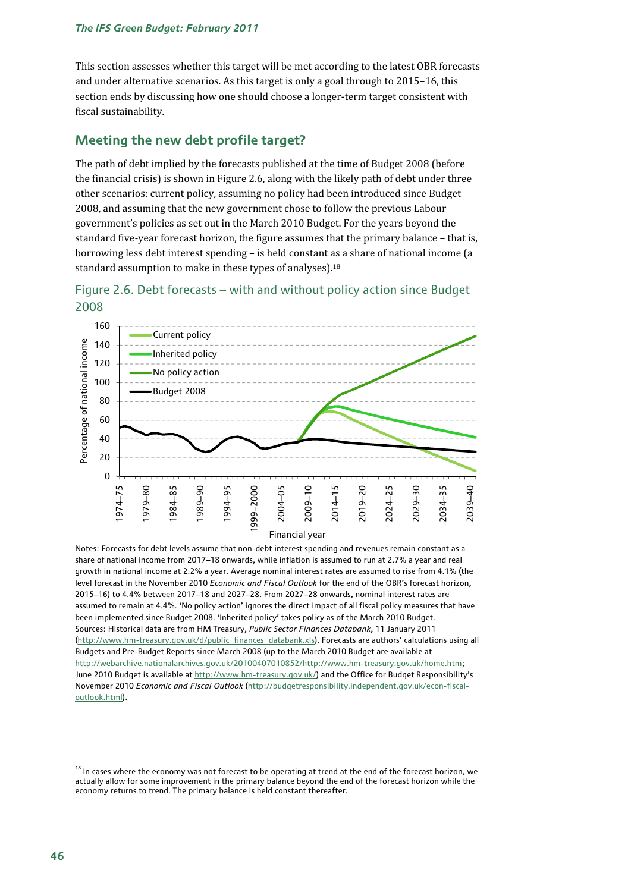This section assesses whether this target will be met according to the latest OBR forecasts and under alternative scenarios. As this target is only a goal through to 2015–16, this section ends by discussing how one should choose a longer-term target consistent with fiscal sustainability.

## Meeting the new debt profile target?

The path of debt implied by the forecasts published at the time of Budget 2008 (before the financial crisis) is shown in Figure 2.6, along with the likely path of debt under three other scenarios: current policy, assuming no policy had been introduced since Budget 2008, and assuming that the new government chose to follow the previous Labour government's policies as set out in the March 2010 Budget. For the years beyond the standard five-year forecast horizon, the figure assumes that the primary balance – that is, borrowing less debt interest spending – is held constant as a share of national income (a standard assumption to make in these types of analyses).[18]

Figure 2.6. Debt forecasts – with and without policy action since Budget 2008

Notes: Forecasts for debt levels assume that non-debt interest spending and revenues remain constant as a share of national income from 2017–18 onwards, while inflation is assumed to run at 2.7% a year and real growth in national income at 2.2% a year. Average nominal interest rates are assumed to rise from 4.1% (the level forecast in the November 2010 *Economic and Fiscal Outlook* for the end of the OBR's forecast horizon, 2015–16) to 4.4% between 2017–18 and 2027–28. From 2027–28 onwards, nominal interest rates are assumed to remain at 4.4%. 'No policy action' ignores the direct impact of all fiscal policy measures that have been implemented since Budget 2008. 'Inherited policy' takes policy as of the March 2010 Budget.

Sources: Historical data are from HM Treasury, *Public Sector Finances Databank*, 11 January 2011 (http://www.hm-treasury.gov.uk/d/public_finances_databank.xls). Forecasts are authors' calculations using all Budgets and Pre-Budget Reports since March 2008 (up to the March 2010 Budget are available at http://webarchive.nationalarchives.gov.uk/20100407010852/http://www.hm-treasury.gov.uk/home.htm; June 2010 Budget is available at http://www.hm-treasury.gov.uk/) and the Office for Budget Responsibility's November 2010 *Economic and Fiscal Outlook* (http://budgetresponsibility.independent.gov.uk/econ-fiscal-outlook.html).

[18] In cases where the economy was not forecast to be operating at trend at the end of the forecast horizon, we actually allow for some improvement in the primary balance beyond the end of the forecast horizon while the economy returns to trend. The primary balance is held constant thereafter.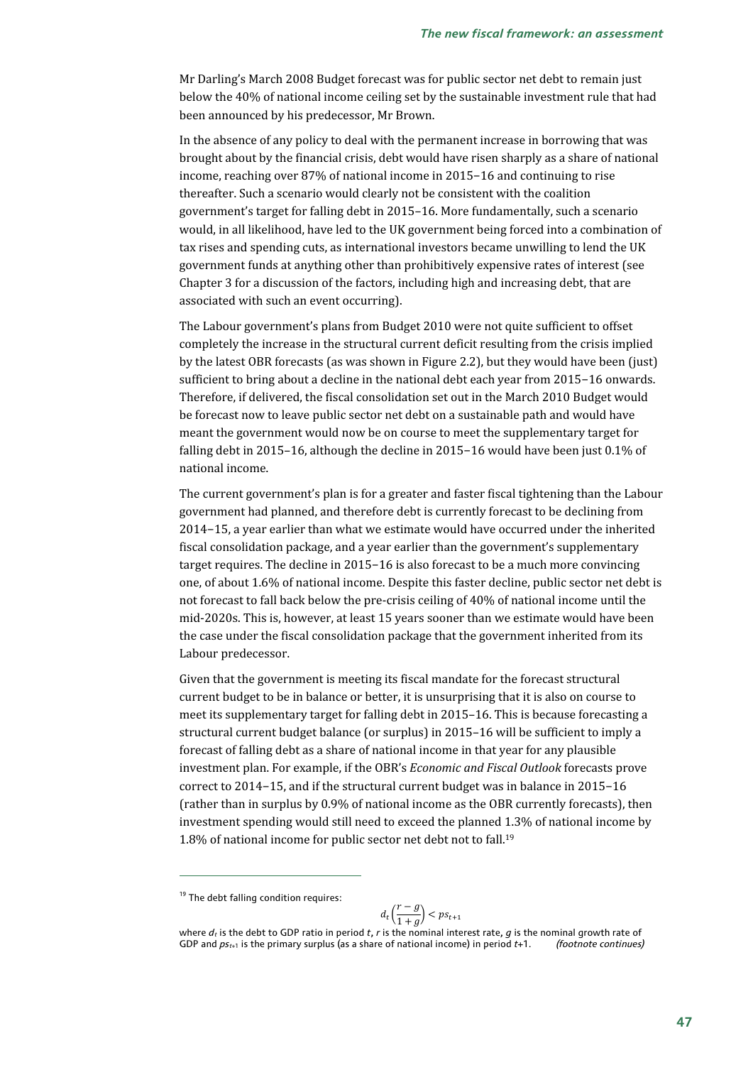Mr Darling's March 2008 Budget forecast was for public sector net debt to remain just below the 40% of national income ceiling set by the sustainable investment rule that had been announced by his predecessor, Mr Brown.

In the absence of any policy to deal with the permanent increase in borrowing that was brought about by the financial crisis, debt would have risen sharply as a share of national income, reaching over 87% of national income in 2015–16 and continuing to rise thereafter. Such a scenario would clearly not be consistent with the coalition government's target for falling debt in 2015–16. More fundamentally, such a scenario would, in all likelihood, have led to the UK government being forced into a combination of tax rises and spending cuts, as international investors became unwilling to lend the UK government funds at anything other than prohibitively expensive rates of interest (see Chapter 3 for a discussion of the factors, including high and increasing debt, that are associated with such an event occurring).

The Labour government's plans from Budget 2010 were not quite sufficient to offset completely the increase in the structural current deficit resulting from the crisis implied by the latest OBR forecasts (as was shown in Figure 2.2), but they would have been (just) sufficient to bring about a decline in the national debt each year from 2015–16 onwards. Therefore, if delivered, the fiscal consolidation set out in the March 2010 Budget would be forecast now to leave public sector net debt on a sustainable path and would have meant the government would now be on course to meet the supplementary target for falling debt in 2015–16, although the decline in 2015–16 would have been just 0.1% of national income.

The current government's plan is for a greater and faster fiscal tightening than the Labour government had planned, and therefore debt is currently forecast to be declining from 2014–15, a year earlier than what we estimate would have occurred under the inherited fiscal consolidation package, and a year earlier than the government's supplementary target requires. The decline in 2015–16 is also forecast to be a much more convincing one, of about 1.6% of national income. Despite this faster decline, public sector net debt is not forecast to fall back below the pre-crisis ceiling of 40% of national income until the mid-2020s. This is, however, at least 15 years sooner than we estimate would have been the case under the fiscal consolidation package that the government inherited from its Labour predecessor.

Given that the government is meeting its fiscal mandate for the forecast structural current budget to be in balance or better, it is unsurprising that it is also on course to meet its supplementary target for falling debt in 2015–16. This is because forecasting a structural current budget balance (or surplus) in 2015–16 will be sufficient to imply a forecast of falling debt as a share of national income in that year for any plausible investment plan. For example, if the OBR's *Economic and Fiscal Outlook* forecasts prove correct to 2014–15, and if the structural current budget was in balance in 2015–16 (rather than in surplus by 0.9% of national income as the OBR currently forecasts), then investment spending would still need to exceed the planned 1.3% of national income by 1.8% of national income for public sector net debt not to fall.[19]

---

[19] The debt falling condition requires:

$$d_t\left(\frac{r-g}{1+g}\right) < ps_{t+1}$$

where $d_t$ is the debt to GDP ratio in period $t$, $r$ is the nominal interest rate, $g$ is the nominal growth rate of GDP and $ps_{t+1}$ is the primary surplus (as a share of national income) in period $t$+1. *(footnote continues)*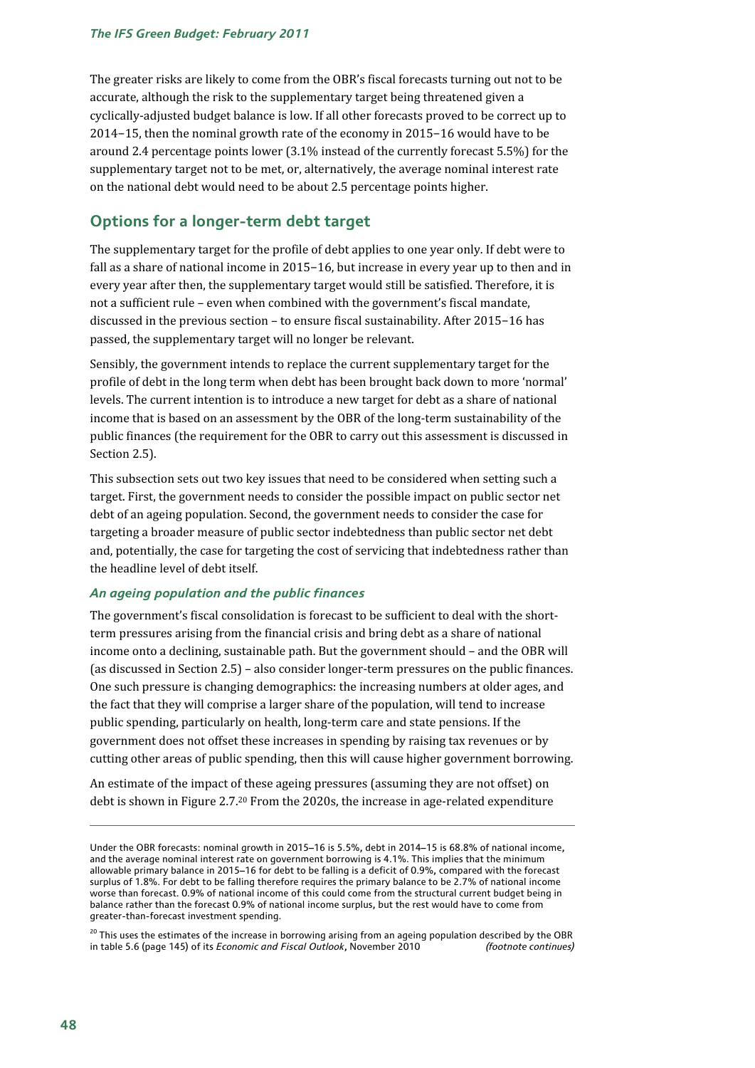The greater risks are likely to come from the OBR's fiscal forecasts turning out not to be accurate, although the risk to the supplementary target being threatened given a cyclically-adjusted budget balance is low. If all other forecasts proved to be correct up to 2014–15, then the nominal growth rate of the economy in 2015–16 would have to be around 2.4 percentage points lower (3.1% instead of the currently forecast 5.5%) for the supplementary target not to be met, or, alternatively, the average nominal interest rate on the national debt would need to be about 2.5 percentage points higher.

## Options for a longer-term debt target

The supplementary target for the profile of debt applies to one year only. If debt were to fall as a share of national income in 2015–16, but increase in every year up to then and in every year after then, the supplementary target would still be satisfied. Therefore, it is not a sufficient rule – even when combined with the government's fiscal mandate, discussed in the previous section – to ensure fiscal sustainability. After 2015–16 has passed, the supplementary target will no longer be relevant.

Sensibly, the government intends to replace the current supplementary target for the profile of debt in the long term when debt has been brought back down to more 'normal' levels. The current intention is to introduce a new target for debt as a share of national income that is based on an assessment by the OBR of the long-term sustainability of the public finances (the requirement for the OBR to carry out this assessment is discussed in Section 2.5).

This subsection sets out two key issues that need to be considered when setting such a target. First, the government needs to consider the possible impact on public sector net debt of an ageing population. Second, the government needs to consider the case for targeting a broader measure of public sector indebtedness than public sector net debt and, potentially, the case for targeting the cost of servicing that indebtedness rather than the headline level of debt itself.

### *An ageing population and the public finances*

The government's fiscal consolidation is forecast to be sufficient to deal with the short-term pressures arising from the financial crisis and bring debt as a share of national income onto a declining, sustainable path. But the government should – and the OBR will (as discussed in Section 2.5) – also consider longer-term pressures on the public finances. One such pressure is changing demographics: the increasing numbers at older ages, and the fact that they will comprise a larger share of the population, will tend to increase public spending, particularly on health, long-term care and state pensions. If the government does not offset these increases in spending by raising tax revenues or by cutting other areas of public spending, then this will cause higher government borrowing.

An estimate of the impact of these ageing pressures (assuming they are not offset) on debt is shown in Figure 2.7.[20] From the 2020s, the increase in age-related expenditure

---

Under the OBR forecasts: nominal growth in 2015–16 is 5.5%, debt in 2014–15 is 68.8% of national income, and the average nominal interest rate on government borrowing is 4.1%. This implies that the minimum allowable primary balance in 2015–16 for debt to be falling is a deficit of 0.9%, compared with the forecast surplus of 1.8%. For debt to be falling therefore requires the primary balance to be 2.7% of national income worse than forecast. 0.9% of national income of this could come from the structural current budget being in balance rather than the forecast 0.9% of national income surplus, but the rest would have to come from greater-than-forecast investment spending.

[20] This uses the estimates of the increase in borrowing arising from an ageing population described by the OBR in table 5.6 (page 145) of its *Economic and Fiscal Outlook*, November 2010 *(footnote continues)*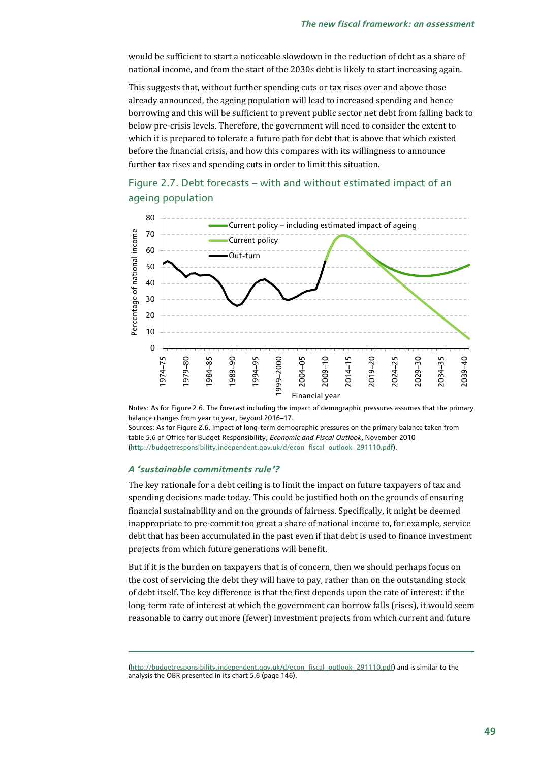would be sufficient to start a noticeable slowdown in the reduction of debt as a share of national income, and from the start of the 2030s debt is likely to start increasing again.

This suggests that, without further spending cuts or tax rises over and above those already announced, the ageing population will lead to increased spending and hence borrowing and this will be sufficient to prevent public sector net debt from falling back to below pre-crisis levels. Therefore, the government will need to consider the extent to which it is prepared to tolerate a future path for debt that is above that which existed before the financial crisis, and how this compares with its willingness to announce further tax rises and spending cuts in order to limit this situation.

## Figure 2.7. Debt forecasts – with and without estimated impact of an ageing population

Notes: As for Figure 2.6. The forecast including the impact of demographic pressures assumes that the primary balance changes from year to year, beyond 2016–17.

Sources: As for Figure 2.6. Impact of long-term demographic pressures on the primary balance taken from table 5.6 of Office for Budget Responsibility, *Economic and Fiscal Outlook*, November 2010 (http://budgetresponsibility.independent.gov.uk/d/econ_fiscal_outlook_291110.pdf).

### *A 'sustainable commitments rule'?*

The key rationale for a debt ceiling is to limit the impact on future taxpayers of tax and spending decisions made today. This could be justified both on the grounds of ensuring financial sustainability and on the grounds of fairness. Specifically, it might be deemed inappropriate to pre-commit too great a share of national income to, for example, service debt that has been accumulated in the past even if that debt is used to finance investment projects from which future generations will benefit.

But if it is the burden on taxpayers that is of concern, then we should perhaps focus on the cost of servicing the debt they will have to pay, rather than on the outstanding stock of debt itself. The key difference is that the first depends upon the rate of interest: if the long-term rate of interest at which the government can borrow falls (rises), it would seem reasonable to carry out more (fewer) investment projects from which current and future

---

(http://budgetresponsibility.independent.gov.uk/d/econ_fiscal_outlook_291110.pdf) and is similar to the analysis the OBR presented in its chart 5.6 (page 146).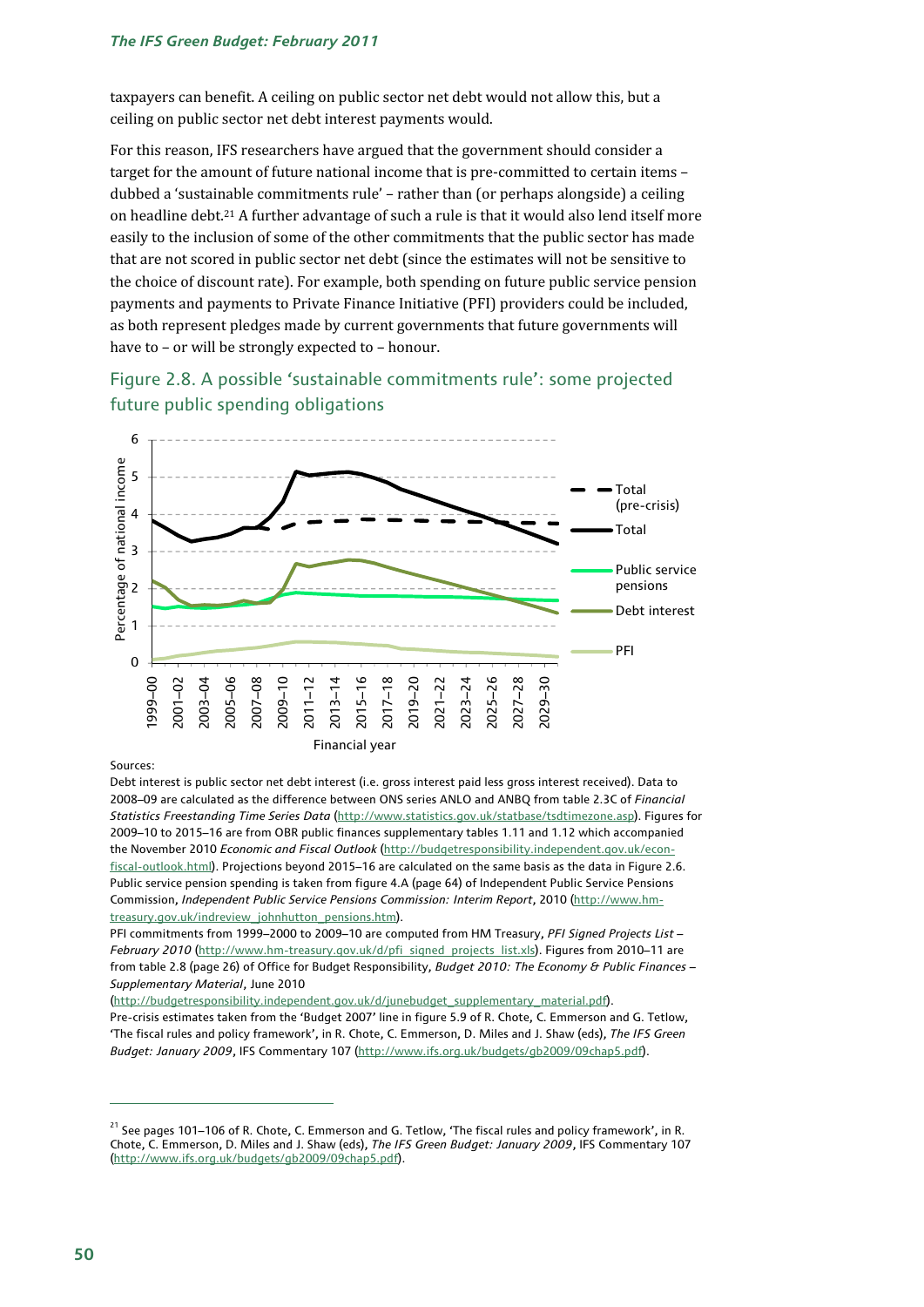taxpayers can benefit. A ceiling on public sector net debt would not allow this, but a ceiling on public sector net debt interest payments would.

For this reason, IFS researchers have argued that the government should consider a target for the amount of future national income that is pre-committed to certain items – dubbed a 'sustainable commitments rule' – rather than (or perhaps alongside) a ceiling on headline debt.[21] A further advantage of such a rule is that it would also lend itself more easily to the inclusion of some of the other commitments that the public sector has made that are not scored in public sector net debt (since the estimates will not be sensitive to the choice of discount rate). For example, both spending on future public service pension payments and payments to Private Finance Initiative (PFI) providers could be included, as both represent pledges made by current governments that future governments will have to – or will be strongly expected to – honour.

### Figure 2.8. A possible 'sustainable commitments rule': some projected future public spending obligations

Sources:

Debt interest is public sector net debt interest (i.e. gross interest paid less gross interest received). Data to 2008–09 are calculated as the difference between ONS series ANLO and ANBQ from table 2.3C of *Financial Statistics Freestanding Time Series Data* (http://www.statistics.gov.uk/statbase/tsdtimezone.asp). Figures for 2009–10 to 2015–16 are from OBR public finances supplementary tables 1.11 and 1.12 which accompanied the November 2010 *Economic and Fiscal Outlook* (http://budgetresponsibility.independent.gov.uk/econ-fiscal-outlook.html). Projections beyond 2015–16 are calculated on the same basis as the data in Figure 2.6. Public service pension spending is taken from figure 4.A (page 64) of Independent Public Service Pensions Commission, *Independent Public Service Pensions Commission: Interim Report*, 2010 (http://www.hm-treasury.gov.uk/indreview_johnhutton_pensions.htm).

PFI commitments from 1999–2000 to 2009–10 are computed from HM Treasury, *PFI Signed Projects List – February 2010* (http://www.hm-treasury.gov.uk/d/pfi_signed_projects_list.xls). Figures from 2010–11 are from table 2.8 (page 26) of Office for Budget Responsibility, *Budget 2010: The Economy & Public Finances – Supplementary Material*, June 2010 (http://budgetresponsibility.independent.gov.uk/d/junebudget_supplementary_material.pdf).

Pre-crisis estimates taken from the 'Budget 2007' line in figure 5.9 of R. Chote, C. Emmerson and G. Tetlow, 'The fiscal rules and policy framework', in R. Chote, C. Emmerson, D. Miles and J. Shaw (eds), *The IFS Green Budget: January 2009*, IFS Commentary 107 (http://www.ifs.org.uk/budgets/gb2009/09chap5.pdf).

---

[21] See pages 101–106 of R. Chote, C. Emmerson and G. Tetlow, 'The fiscal rules and policy framework', in R. Chote, C. Emmerson, D. Miles and J. Shaw (eds), *The IFS Green Budget: January 2009*, IFS Commentary 107 (http://www.ifs.org.uk/budgets/gb2009/09chap5.pdf).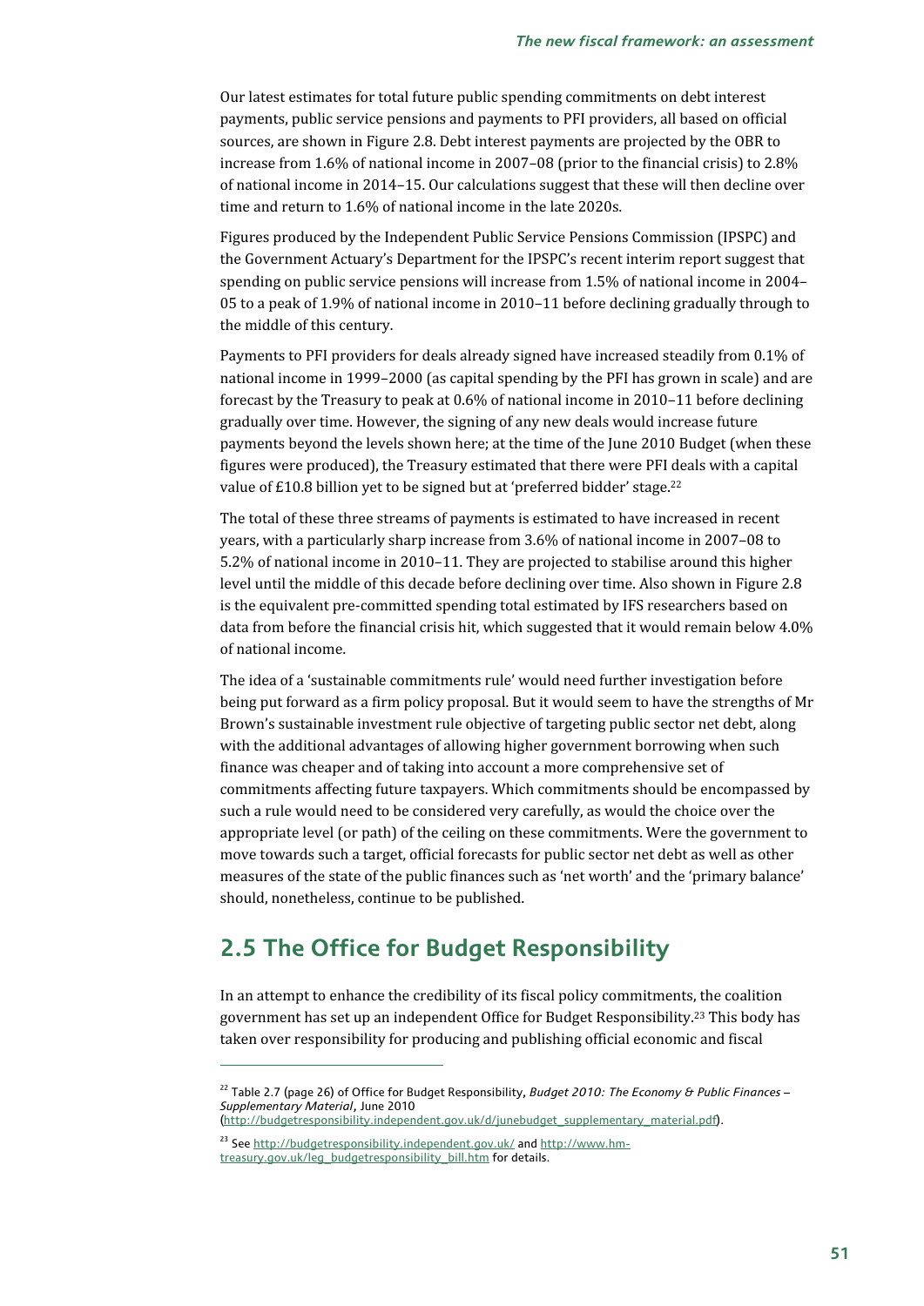Our latest estimates for total future public spending commitments on debt interest payments, public service pensions and payments to PFI providers, all based on official sources, are shown in Figure 2.8. Debt interest payments are projected by the OBR to increase from 1.6% of national income in 2007–08 (prior to the financial crisis) to 2.8% of national income in 2014–15. Our calculations suggest that these will then decline over time and return to 1.6% of national income in the late 2020s.

Figures produced by the Independent Public Service Pensions Commission (IPSPC) and the Government Actuary's Department for the IPSPC's recent interim report suggest that spending on public service pensions will increase from 1.5% of national income in 2004–05 to a peak of 1.9% of national income in 2010–11 before declining gradually through to the middle of this century.

Payments to PFI providers for deals already signed have increased steadily from 0.1% of national income in 1999–2000 (as capital spending by the PFI has grown in scale) and are forecast by the Treasury to peak at 0.6% of national income in 2010–11 before declining gradually over time. However, the signing of any new deals would increase future payments beyond the levels shown here; at the time of the June 2010 Budget (when these figures were produced), the Treasury estimated that there were PFI deals with a capital value of £10.8 billion yet to be signed but at 'preferred bidder' stage.[22]

The total of these three streams of payments is estimated to have increased in recent years, with a particularly sharp increase from 3.6% of national income in 2007–08 to 5.2% of national income in 2010–11. They are projected to stabilise around this higher level until the middle of this decade before declining over time. Also shown in Figure 2.8 is the equivalent pre-committed spending total estimated by IFS researchers based on data from before the financial crisis hit, which suggested that it would remain below 4.0% of national income.

The idea of a 'sustainable commitments rule' would need further investigation before being put forward as a firm policy proposal. But it would seem to have the strengths of Mr Brown's sustainable investment rule objective of targeting public sector net debt, along with the additional advantages of allowing higher government borrowing when such finance was cheaper and of taking into account a more comprehensive set of commitments affecting future taxpayers. Which commitments should be encompassed by such a rule would need to be considered very carefully, as would the choice over the appropriate level (or path) of the ceiling on these commitments. Were the government to move towards such a target, official forecasts for public sector net debt as well as other measures of the state of the public finances such as 'net worth' and the 'primary balance' should, nonetheless, continue to be published.

## 2.5 The Office for Budget Responsibility

In an attempt to enhance the credibility of its fiscal policy commitments, the coalition government has set up an independent Office for Budget Responsibility.[23] This body has taken over responsibility for producing and publishing official economic and fiscal

---

[22] Table 2.7 (page 26) of Office for Budget Responsibility, *Budget 2010: The Economy & Public Finances – Supplementary Material*, June 2010 (http://budgetresponsibility.independent.gov.uk/d/junebudget_supplementary_material.pdf).

[23] See http://budgetresponsibility.independent.gov.uk/ and http://www.hm-treasury.gov.uk/leg_budgetresponsibility_bill.htm for details.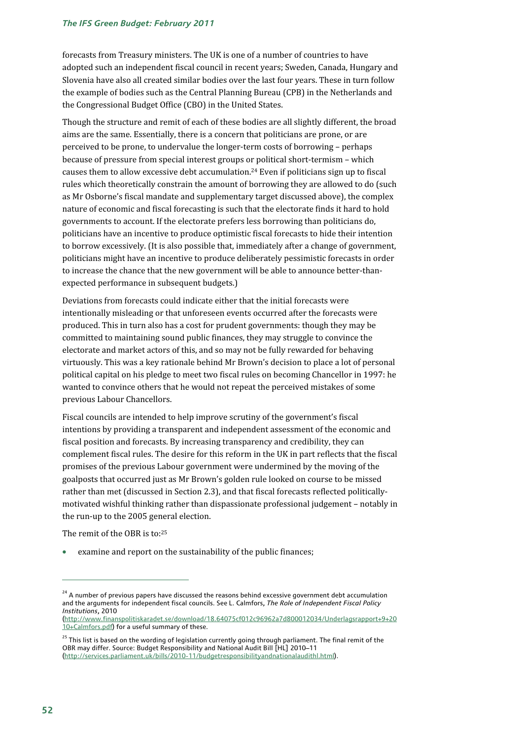forecasts from Treasury ministers. The UK is one of a number of countries to have adopted such an independent fiscal council in recent years; Sweden, Canada, Hungary and Slovenia have also all created similar bodies over the last four years. These in turn follow the example of bodies such as the Central Planning Bureau (CPB) in the Netherlands and the Congressional Budget Office (CBO) in the United States.

Though the structure and remit of each of these bodies are all slightly different, the broad aims are the same. Essentially, there is a concern that politicians are prone, or are perceived to be prone, to undervalue the longer-term costs of borrowing – perhaps because of pressure from special interest groups or political short-termism – which causes them to allow excessive debt accumulation.[24] Even if politicians sign up to fiscal rules which theoretically constrain the amount of borrowing they are allowed to do (such as Mr Osborne's fiscal mandate and supplementary target discussed above), the complex nature of economic and fiscal forecasting is such that the electorate finds it hard to hold governments to account. If the electorate prefers less borrowing than politicians do, politicians have an incentive to produce optimistic fiscal forecasts to hide their intention to borrow excessively. (It is also possible that, immediately after a change of government, politicians might have an incentive to produce deliberately pessimistic forecasts in order to increase the chance that the new government will be able to announce better-than-expected performance in subsequent budgets.)

Deviations from forecasts could indicate either that the initial forecasts were intentionally misleading or that unforeseen events occurred after the forecasts were produced. This in turn also has a cost for prudent governments: though they may be committed to maintaining sound public finances, they may struggle to convince the electorate and market actors of this, and so may not be fully rewarded for behaving virtuously. This was a key rationale behind Mr Brown's decision to place a lot of personal political capital on his pledge to meet two fiscal rules on becoming Chancellor in 1997: he wanted to convince others that he would not repeat the perceived mistakes of some previous Labour Chancellors.

Fiscal councils are intended to help improve scrutiny of the government's fiscal intentions by providing a transparent and independent assessment of the economic and fiscal position and forecasts. By increasing transparency and credibility, they can complement fiscal rules. The desire for this reform in the UK in part reflects that the fiscal promises of the previous Labour government were undermined by the moving of the goalposts that occurred just as Mr Brown's golden rule looked on course to be missed rather than met (discussed in Section 2.3), and that fiscal forecasts reflected politically-motivated wishful thinking rather than dispassionate professional judgement – notably in the run-up to the 2005 general election.

The remit of the OBR is to:[25]

- examine and report on the sustainability of the public finances;

---

[24] A number of previous papers have discussed the reasons behind excessive government debt accumulation and the arguments for independent fiscal councils. See L. Calmfors, *The Role of Independent Fiscal Policy Institutions*, 2010 (http://www.finanspolitiskaradet.se/download/18.64075cf012c96962a7d800012034/Underlagsrapport+9+2010+Calmfors.pdf) for a useful summary of these.

[25] This list is based on the wording of legislation currently going through parliament. The final remit of the OBR may differ. Source: Budget Responsibility and National Audit Bill [HL] 2010–11 (http://services.parliament.uk/bills/2010-11/budgetresponsibilityandnationalaudithl.html).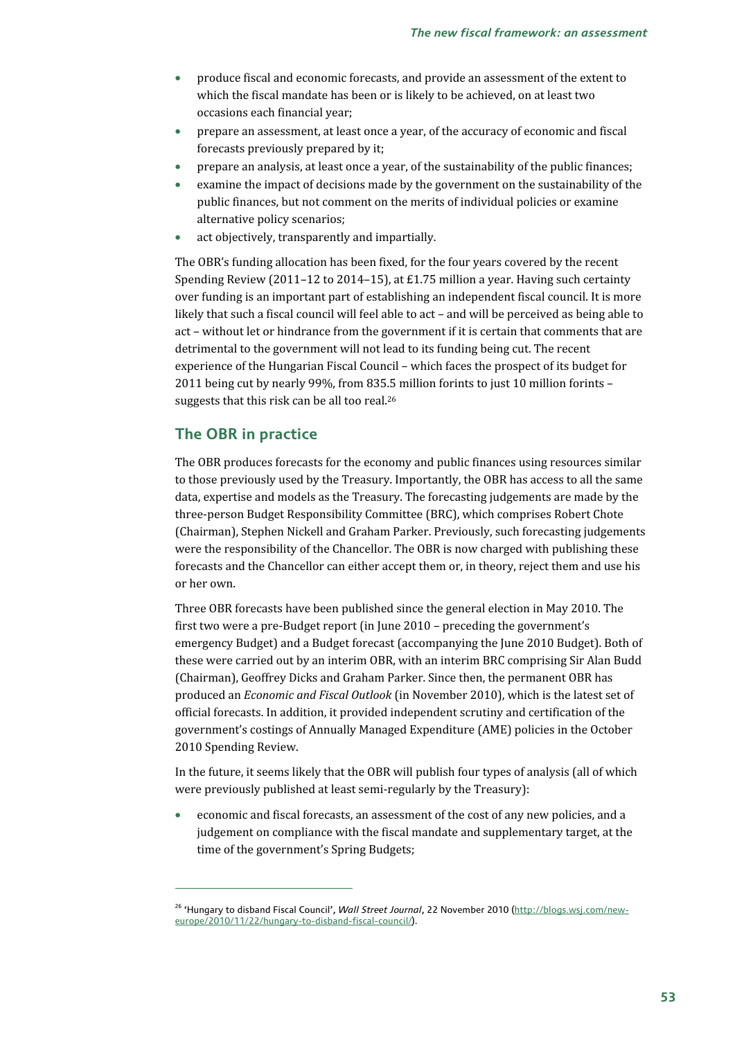- produce fiscal and economic forecasts, and provide an assessment of the extent to which the fiscal mandate has been or is likely to be achieved, on at least two occasions each financial year;
- prepare an assessment, at least once a year, of the accuracy of economic and fiscal forecasts previously prepared by it;
- prepare an analysis, at least once a year, of the sustainability of the public finances;
- examine the impact of decisions made by the government on the sustainability of the public finances, but not comment on the merits of individual policies or examine alternative policy scenarios;
- act objectively, transparently and impartially.

The OBR's funding allocation has been fixed, for the four years covered by the recent Spending Review (2011–12 to 2014–15), at £1.75 million a year. Having such certainty over funding is an important part of establishing an independent fiscal council. It is more likely that such a fiscal council will feel able to act – and will be perceived as being able to act – without let or hindrance from the government if it is certain that comments that are detrimental to the government will not lead to its funding being cut. The recent experience of the Hungarian Fiscal Council – which faces the prospect of its budget for 2011 being cut by nearly 99%, from 835.5 million forints to just 10 million forints – suggests that this risk can be all too real.[26]

## The OBR in practice

The OBR produces forecasts for the economy and public finances using resources similar to those previously used by the Treasury. Importantly, the OBR has access to all the same data, expertise and models as the Treasury. The forecasting judgements are made by the three-person Budget Responsibility Committee (BRC), which comprises Robert Chote (Chairman), Stephen Nickell and Graham Parker. Previously, such forecasting judgements were the responsibility of the Chancellor. The OBR is now charged with publishing these forecasts and the Chancellor can either accept them or, in theory, reject them and use his or her own.

Three OBR forecasts have been published since the general election in May 2010. The first two were a pre-Budget report (in June 2010 – preceding the government's emergency Budget) and a Budget forecast (accompanying the June 2010 Budget). Both of these were carried out by an interim OBR, with an interim BRC comprising Sir Alan Budd (Chairman), Geoffrey Dicks and Graham Parker. Since then, the permanent OBR has produced an *Economic and Fiscal Outlook* (in November 2010), which is the latest set of official forecasts. In addition, it provided independent scrutiny and certification of the government's costings of Annually Managed Expenditure (AME) policies in the October 2010 Spending Review.

In the future, it seems likely that the OBR will publish four types of analysis (all of which were previously published at least semi-regularly by the Treasury):

- economic and fiscal forecasts, an assessment of the cost of any new policies, and a judgement on compliance with the fiscal mandate and supplementary target, at the time of the government's Spring Budgets;

[26] 'Hungary to disband Fiscal Council', *Wall Street Journal*, 22 November 2010 (http://blogs.wsj.com/new-europe/2010/11/22/hungary-to-disband-fiscal-council/).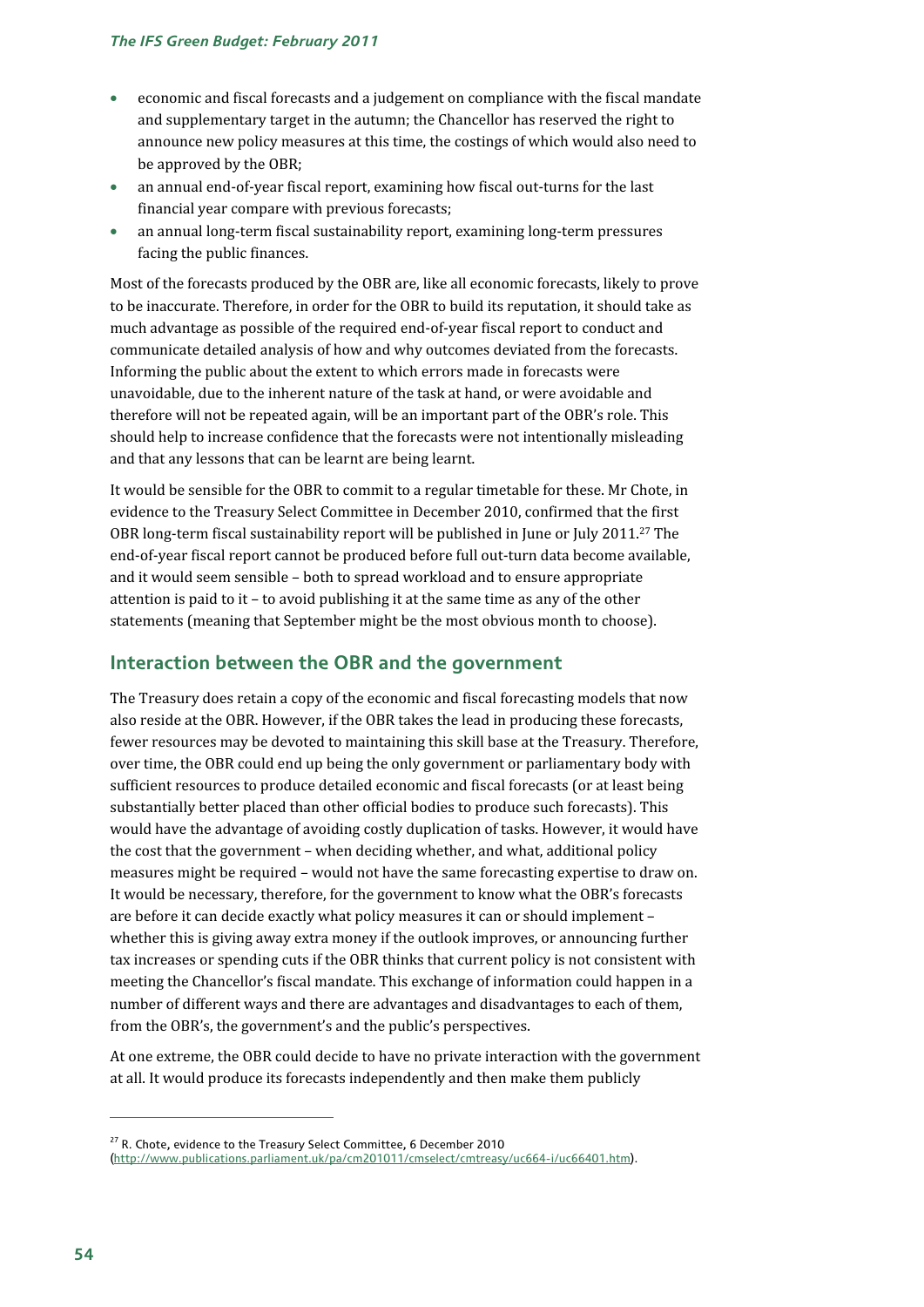- economic and fiscal forecasts and a judgement on compliance with the fiscal mandate and supplementary target in the autumn; the Chancellor has reserved the right to announce new policy measures at this time, the costings of which would also need to be approved by the OBR;
- an annual end-of-year fiscal report, examining how fiscal out-turns for the last financial year compare with previous forecasts;
- an annual long-term fiscal sustainability report, examining long-term pressures facing the public finances.

Most of the forecasts produced by the OBR are, like all economic forecasts, likely to prove to be inaccurate. Therefore, in order for the OBR to build its reputation, it should take as much advantage as possible of the required end-of-year fiscal report to conduct and communicate detailed analysis of how and why outcomes deviated from the forecasts. Informing the public about the extent to which errors made in forecasts were unavoidable, due to the inherent nature of the task at hand, or were avoidable and therefore will not be repeated again, will be an important part of the OBR's role. This should help to increase confidence that the forecasts were not intentionally misleading and that any lessons that can be learnt are being learnt.

It would be sensible for the OBR to commit to a regular timetable for these. Mr Chote, in evidence to the Treasury Select Committee in December 2010, confirmed that the first OBR long-term fiscal sustainability report will be published in June or July 2011.[27] The end-of-year fiscal report cannot be produced before full out-turn data become available, and it would seem sensible – both to spread workload and to ensure appropriate attention is paid to it – to avoid publishing it at the same time as any of the other statements (meaning that September might be the most obvious month to choose).

## Interaction between the OBR and the government

The Treasury does retain a copy of the economic and fiscal forecasting models that now also reside at the OBR. However, if the OBR takes the lead in producing these forecasts, fewer resources may be devoted to maintaining this skill base at the Treasury. Therefore, over time, the OBR could end up being the only government or parliamentary body with sufficient resources to produce detailed economic and fiscal forecasts (or at least being substantially better placed than other official bodies to produce such forecasts). This would have the advantage of avoiding costly duplication of tasks. However, it would have the cost that the government – when deciding whether, and what, additional policy measures might be required – would not have the same forecasting expertise to draw on. It would be necessary, therefore, for the government to know what the OBR's forecasts are before it can decide exactly what policy measures it can or should implement – whether this is giving away extra money if the outlook improves, or announcing further tax increases or spending cuts if the OBR thinks that current policy is not consistent with meeting the Chancellor's fiscal mandate. This exchange of information could happen in a number of different ways and there are advantages and disadvantages to each of them, from the OBR's, the government's and the public's perspectives.

At one extreme, the OBR could decide to have no private interaction with the government at all. It would produce its forecasts independently and then make them publicly

---

[27] R. Chote, evidence to the Treasury Select Committee, 6 December 2010 (http://www.publications.parliament.uk/pa/cm201011/cmselect/cmtreasy/uc664-i/uc66401.htm).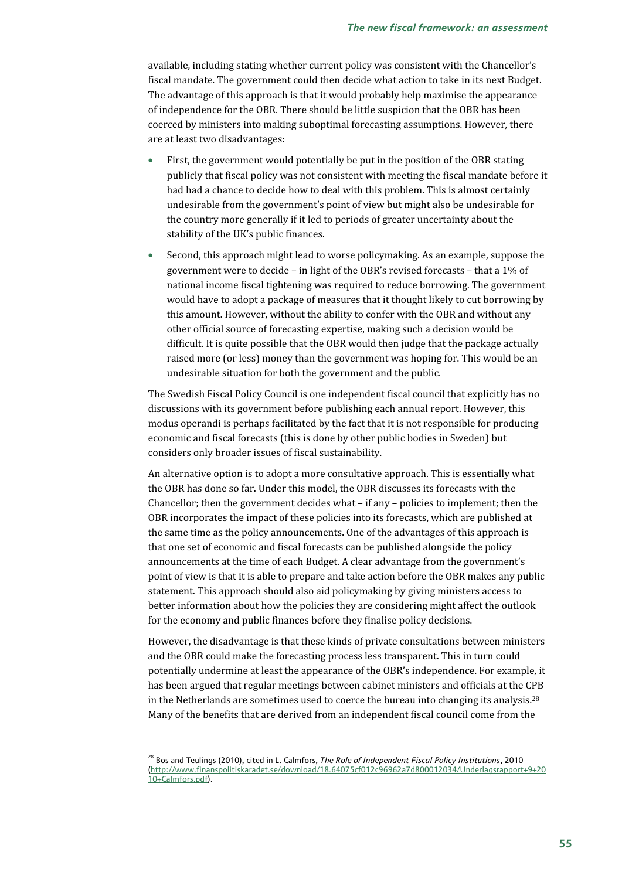available, including stating whether current policy was consistent with the Chancellor's fiscal mandate. The government could then decide what action to take in its next Budget. The advantage of this approach is that it would probably help maximise the appearance of independence for the OBR. There should be little suspicion that the OBR has been coerced by ministers into making suboptimal forecasting assumptions. However, there are at least two disadvantages:

- First, the government would potentially be put in the position of the OBR stating publicly that fiscal policy was not consistent with meeting the fiscal mandate before it had had a chance to decide how to deal with this problem. This is almost certainly undesirable from the government's point of view but might also be undesirable for the country more generally if it led to periods of greater uncertainty about the stability of the UK's public finances.
- Second, this approach might lead to worse policymaking. As an example, suppose the government were to decide – in light of the OBR's revised forecasts – that a 1% of national income fiscal tightening was required to reduce borrowing. The government would have to adopt a package of measures that it thought likely to cut borrowing by this amount. However, without the ability to confer with the OBR and without any other official source of forecasting expertise, making such a decision would be difficult. It is quite possible that the OBR would then judge that the package actually raised more (or less) money than the government was hoping for. This would be an undesirable situation for both the government and the public.

The Swedish Fiscal Policy Council is one independent fiscal council that explicitly has no discussions with its government before publishing each annual report. However, this modus operandi is perhaps facilitated by the fact that it is not responsible for producing economic and fiscal forecasts (this is done by other public bodies in Sweden) but considers only broader issues of fiscal sustainability.

An alternative option is to adopt a more consultative approach. This is essentially what the OBR has done so far. Under this model, the OBR discusses its forecasts with the Chancellor; then the government decides what – if any – policies to implement; then the OBR incorporates the impact of these policies into its forecasts, which are published at the same time as the policy announcements. One of the advantages of this approach is that one set of economic and fiscal forecasts can be published alongside the policy announcements at the time of each Budget. A clear advantage from the government's point of view is that it is able to prepare and take action before the OBR makes any public statement. This approach should also aid policymaking by giving ministers access to better information about how the policies they are considering might affect the outlook for the economy and public finances before they finalise policy decisions.

However, the disadvantage is that these kinds of private consultations between ministers and the OBR could make the forecasting process less transparent. This in turn could potentially undermine at least the appearance of the OBR's independence. For example, it has been argued that regular meetings between cabinet ministers and officials at the CPB in the Netherlands are sometimes used to coerce the bureau into changing its analysis.[28] Many of the benefits that are derived from an independent fiscal council come from the

[28] Bos and Teulings (2010), cited in L. Calmfors, *The Role of Independent Fiscal Policy Institutions*, 2010 (http://www.finanspolitiskaradet.se/download/18.64075cf012c96962a7d800012034/Underlagsrapport+9+2010+Calmfors.pdf).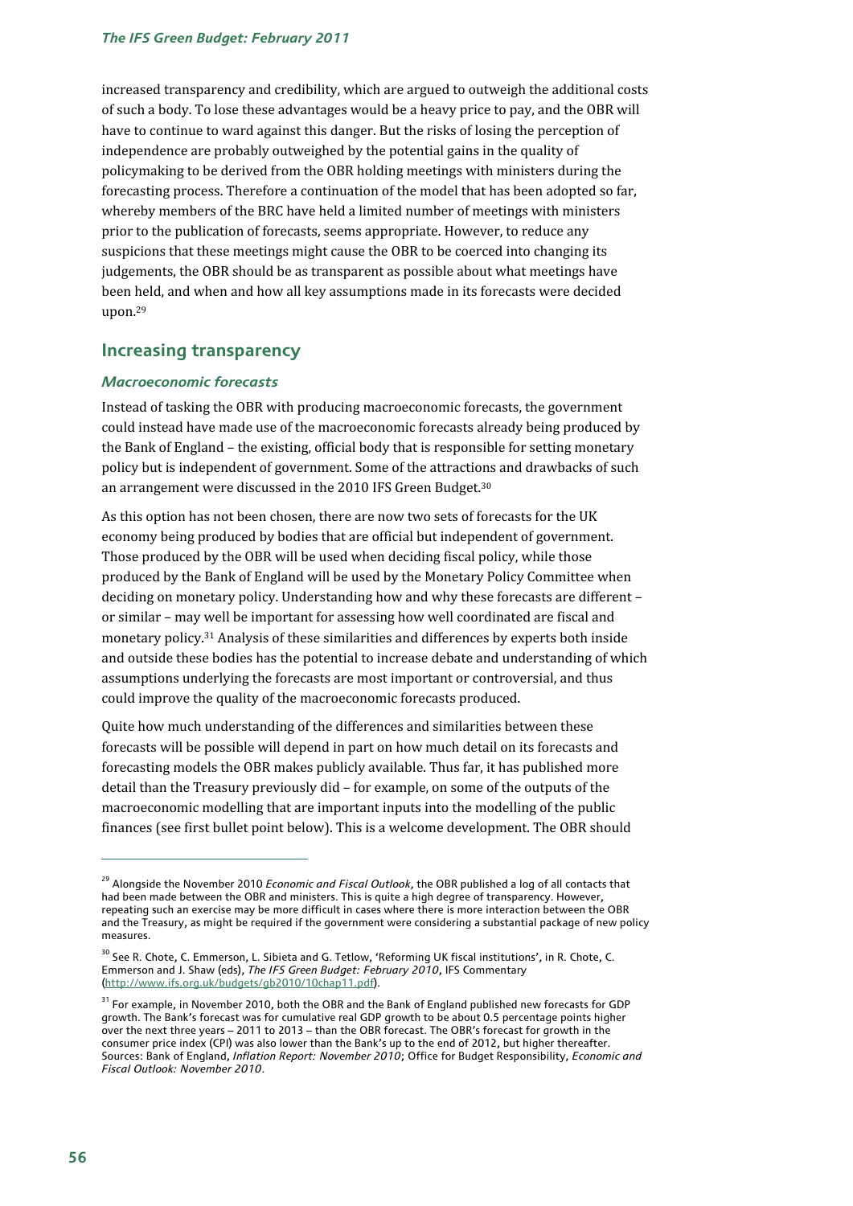increased transparency and credibility, which are argued to outweigh the additional costs of such a body. To lose these advantages would be a heavy price to pay, and the OBR will have to continue to ward against this danger. But the risks of losing the perception of independence are probably outweighed by the potential gains in the quality of policymaking to be derived from the OBR holding meetings with ministers during the forecasting process. Therefore a continuation of the model that has been adopted so far, whereby members of the BRC have held a limited number of meetings with ministers prior to the publication of forecasts, seems appropriate. However, to reduce any suspicions that these meetings might cause the OBR to be coerced into changing its judgements, the OBR should be as transparent as possible about what meetings have been held, and when and how all key assumptions made in its forecasts were decided upon.[29]

## Increasing transparency

### *Macroeconomic forecasts*

Instead of tasking the OBR with producing macroeconomic forecasts, the government could instead have made use of the macroeconomic forecasts already being produced by the Bank of England – the existing, official body that is responsible for setting monetary policy but is independent of government. Some of the attractions and drawbacks of such an arrangement were discussed in the 2010 IFS Green Budget.[30]

As this option has not been chosen, there are now two sets of forecasts for the UK economy being produced by bodies that are official but independent of government. Those produced by the OBR will be used when deciding fiscal policy, while those produced by the Bank of England will be used by the Monetary Policy Committee when deciding on monetary policy. Understanding how and why these forecasts are different – or similar – may well be important for assessing how well coordinated are fiscal and monetary policy.[31] Analysis of these similarities and differences by experts both inside and outside these bodies has the potential to increase debate and understanding of which assumptions underlying the forecasts are most important or controversial, and thus could improve the quality of the macroeconomic forecasts produced.

Quite how much understanding of the differences and similarities between these forecasts will be possible will depend in part on how much detail on its forecasts and forecasting models the OBR makes publicly available. Thus far, it has published more detail than the Treasury previously did – for example, on some of the outputs of the macroeconomic modelling that are important inputs into the modelling of the public finances (see first bullet point below). This is a welcome development. The OBR should

---

[29] Alongside the November 2010 *Economic and Fiscal Outlook*, the OBR published a log of all contacts that had been made between the OBR and ministers. This is quite a high degree of transparency. However, repeating such an exercise may be more difficult in cases where there is more interaction between the OBR and the Treasury, as might be required if the government were considering a substantial package of new policy measures.

[30] See R. Chote, C. Emmerson, L. Sibieta and G. Tetlow, 'Reforming UK fiscal institutions', in R. Chote, C. Emmerson and J. Shaw (eds), *The IFS Green Budget: February 2010*, IFS Commentary (http://www.ifs.org.uk/budgets/gb2010/10chap11.pdf).

[31] For example, in November 2010, both the OBR and the Bank of England published new forecasts for GDP growth. The Bank's forecast was for cumulative real GDP growth to be about 0.5 percentage points higher over the next three years – 2011 to 2013 – than the OBR forecast. The OBR's forecast for growth in the consumer price index (CPI) was also lower than the Bank's up to the end of 2012, but higher thereafter. Sources: Bank of England, *Inflation Report: November 2010*; Office for Budget Responsibility, *Economic and Fiscal Outlook: November 2010*.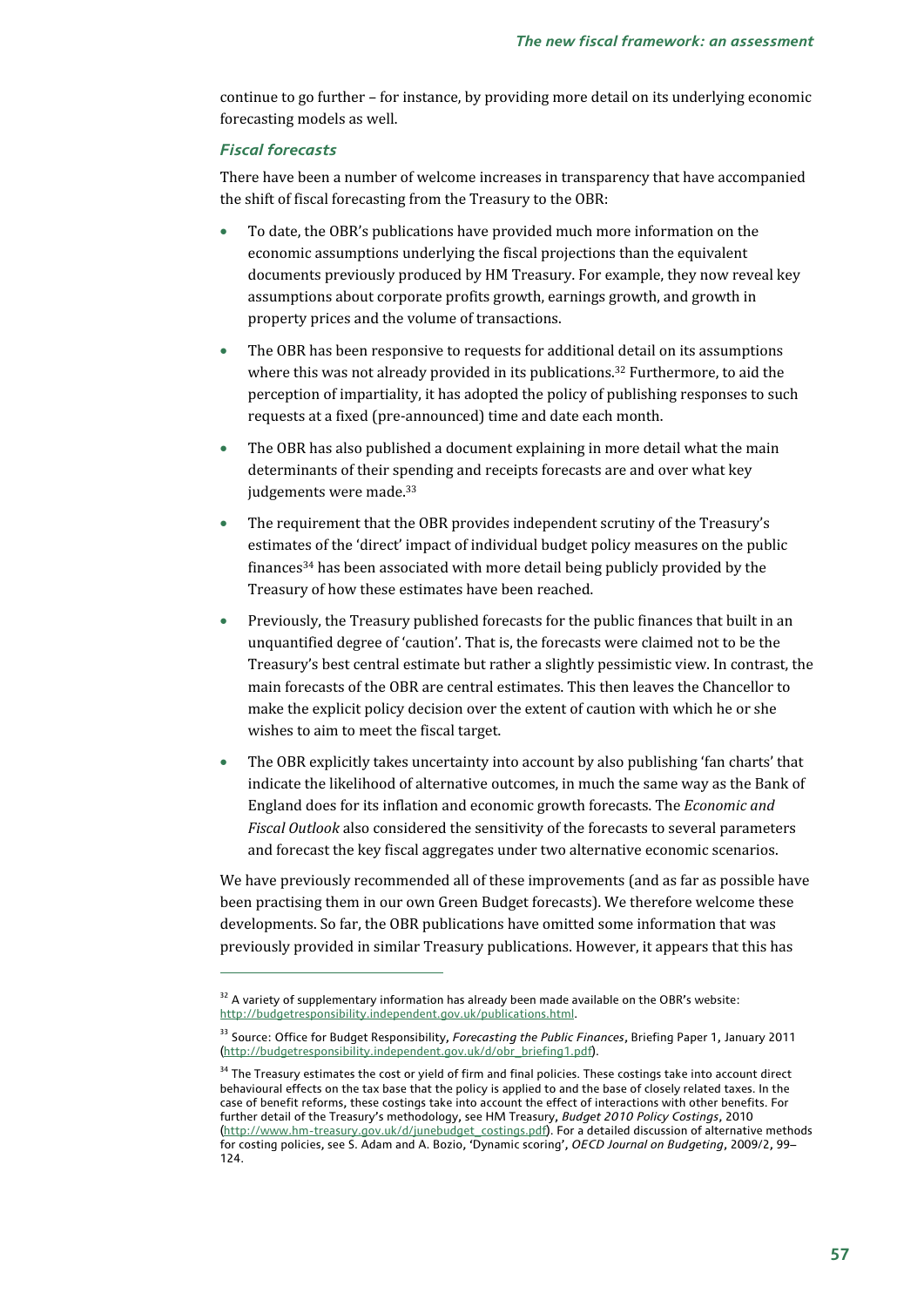continue to go further – for instance, by providing more detail on its underlying economic forecasting models as well.

### *Fiscal forecasts*

There have been a number of welcome increases in transparency that have accompanied the shift of fiscal forecasting from the Treasury to the OBR:

- To date, the OBR's publications have provided much more information on the economic assumptions underlying the fiscal projections than the equivalent documents previously produced by HM Treasury. For example, they now reveal key assumptions about corporate profits growth, earnings growth, and growth in property prices and the volume of transactions.
- The OBR has been responsive to requests for additional detail on its assumptions where this was not already provided in its publications.[32] Furthermore, to aid the perception of impartiality, it has adopted the policy of publishing responses to such requests at a fixed (pre-announced) time and date each month.
- The OBR has also published a document explaining in more detail what the main determinants of their spending and receipts forecasts are and over what key judgements were made.[33]
- The requirement that the OBR provides independent scrutiny of the Treasury's estimates of the 'direct' impact of individual budget policy measures on the public finances[34] has been associated with more detail being publicly provided by the Treasury of how these estimates have been reached.
- Previously, the Treasury published forecasts for the public finances that built in an unquantified degree of 'caution'. That is, the forecasts were claimed not to be the Treasury's best central estimate but rather a slightly pessimistic view. In contrast, the main forecasts of the OBR are central estimates. This then leaves the Chancellor to make the explicit policy decision over the extent of caution with which he or she wishes to aim to meet the fiscal target.
- The OBR explicitly takes uncertainty into account by also publishing 'fan charts' that indicate the likelihood of alternative outcomes, in much the same way as the Bank of England does for its inflation and economic growth forecasts. The *Economic and Fiscal Outlook* also considered the sensitivity of the forecasts to several parameters and forecast the key fiscal aggregates under two alternative economic scenarios.

We have previously recommended all of these improvements (and as far as possible have been practising them in our own Green Budget forecasts). We therefore welcome these developments. So far, the OBR publications have omitted some information that was previously provided in similar Treasury publications. However, it appears that this has

---

[32] A variety of supplementary information has already been made available on the OBR's website: http://budgetresponsibility.independent.gov.uk/publications.html.

[33] Source: Office for Budget Responsibility, *Forecasting the Public Finances*, Briefing Paper 1, January 2011 (http://budgetresponsibility.independent.gov.uk/d/obr_briefing1.pdf).

[34] The Treasury estimates the cost or yield of firm and final policies. These costings take into account direct behavioural effects on the tax base that the policy is applied to and the base of closely related taxes. In the case of benefit reforms, these costings take into account the effect of interactions with other benefits. For further detail of the Treasury's methodology, see HM Treasury, *Budget 2010 Policy Costings*, 2010 (http://www.hm-treasury.gov.uk/d/junebudget_costings.pdf). For a detailed discussion of alternative methods for costing policies, see S. Adam and A. Bozio, 'Dynamic scoring', *OECD Journal on Budgeting*, 2009/2, 99–124.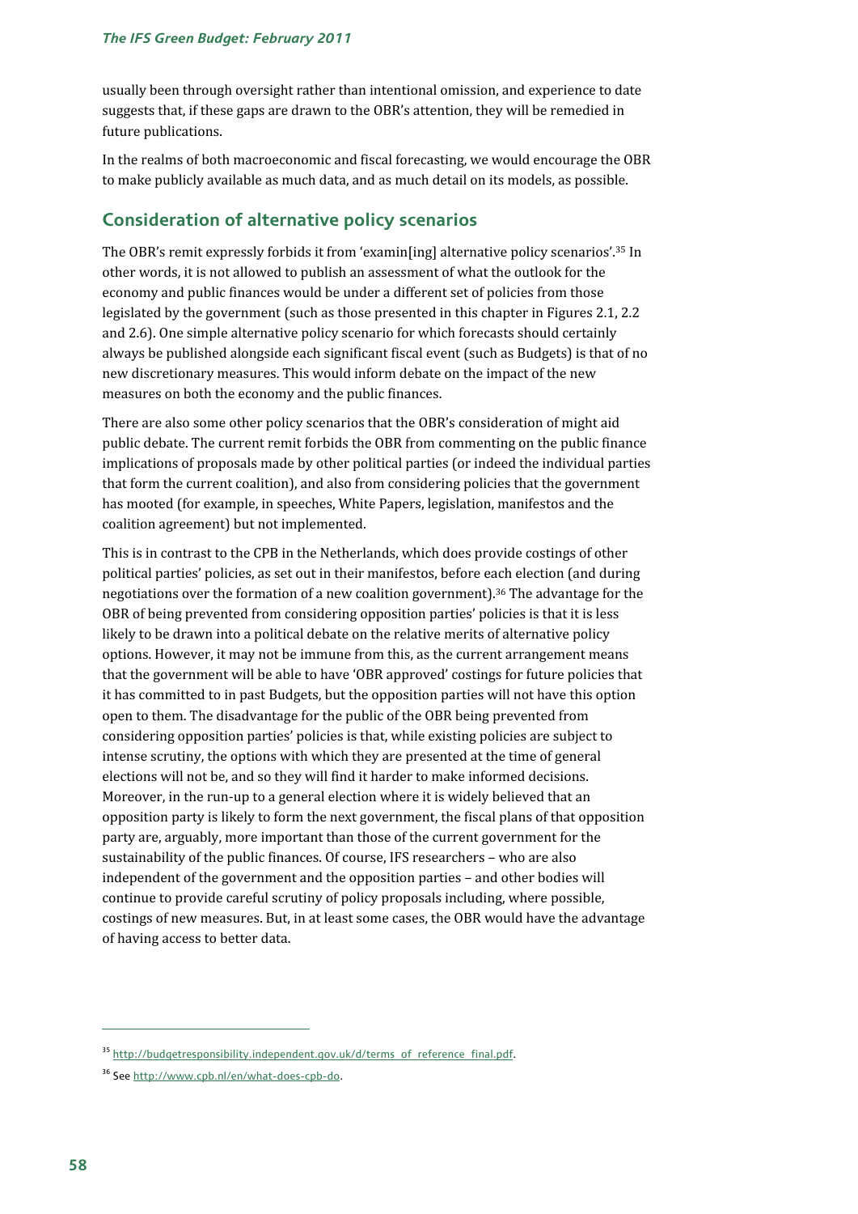usually been through oversight rather than intentional omission, and experience to date suggests that, if these gaps are drawn to the OBR's attention, they will be remedied in future publications.

In the realms of both macroeconomic and fiscal forecasting, we would encourage the OBR to make publicly available as much data, and as much detail on its models, as possible.

## Consideration of alternative policy scenarios

The OBR's remit expressly forbids it from 'examin[ing] alternative policy scenarios'.[35] In other words, it is not allowed to publish an assessment of what the outlook for the economy and public finances would be under a different set of policies from those legislated by the government (such as those presented in this chapter in Figures 2.1, 2.2 and 2.6). One simple alternative policy scenario for which forecasts should certainly always be published alongside each significant fiscal event (such as Budgets) is that of no new discretionary measures. This would inform debate on the impact of the new measures on both the economy and the public finances.

There are also some other policy scenarios that the OBR's consideration of might aid public debate. The current remit forbids the OBR from commenting on the public finance implications of proposals made by other political parties (or indeed the individual parties that form the current coalition), and also from considering policies that the government has mooted (for example, in speeches, White Papers, legislation, manifestos and the coalition agreement) but not implemented.

This is in contrast to the CPB in the Netherlands, which does provide costings of other political parties' policies, as set out in their manifestos, before each election (and during negotiations over the formation of a new coalition government).[36] The advantage for the OBR of being prevented from considering opposition parties' policies is that it is less likely to be drawn into a political debate on the relative merits of alternative policy options. However, it may not be immune from this, as the current arrangement means that the government will be able to have 'OBR approved' costings for future policies that it has committed to in past Budgets, but the opposition parties will not have this option open to them. The disadvantage for the public of the OBR being prevented from considering opposition parties' policies is that, while existing policies are subject to intense scrutiny, the options with which they are presented at the time of general elections will not be, and so they will find it harder to make informed decisions. Moreover, in the run-up to a general election where it is widely believed that an opposition party is likely to form the next government, the fiscal plans of that opposition party are, arguably, more important than those of the current government for the sustainability of the public finances. Of course, IFS researchers – who are also independent of the government and the opposition parties – and other bodies will continue to provide careful scrutiny of policy proposals including, where possible, costings of new measures. But, in at least some cases, the OBR would have the advantage of having access to better data.

---

[35] http://budgetresponsibility.independent.gov.uk/d/terms_of_reference_final.pdf.

[36] See http://www.cpb.nl/en/what-does-cpb-do.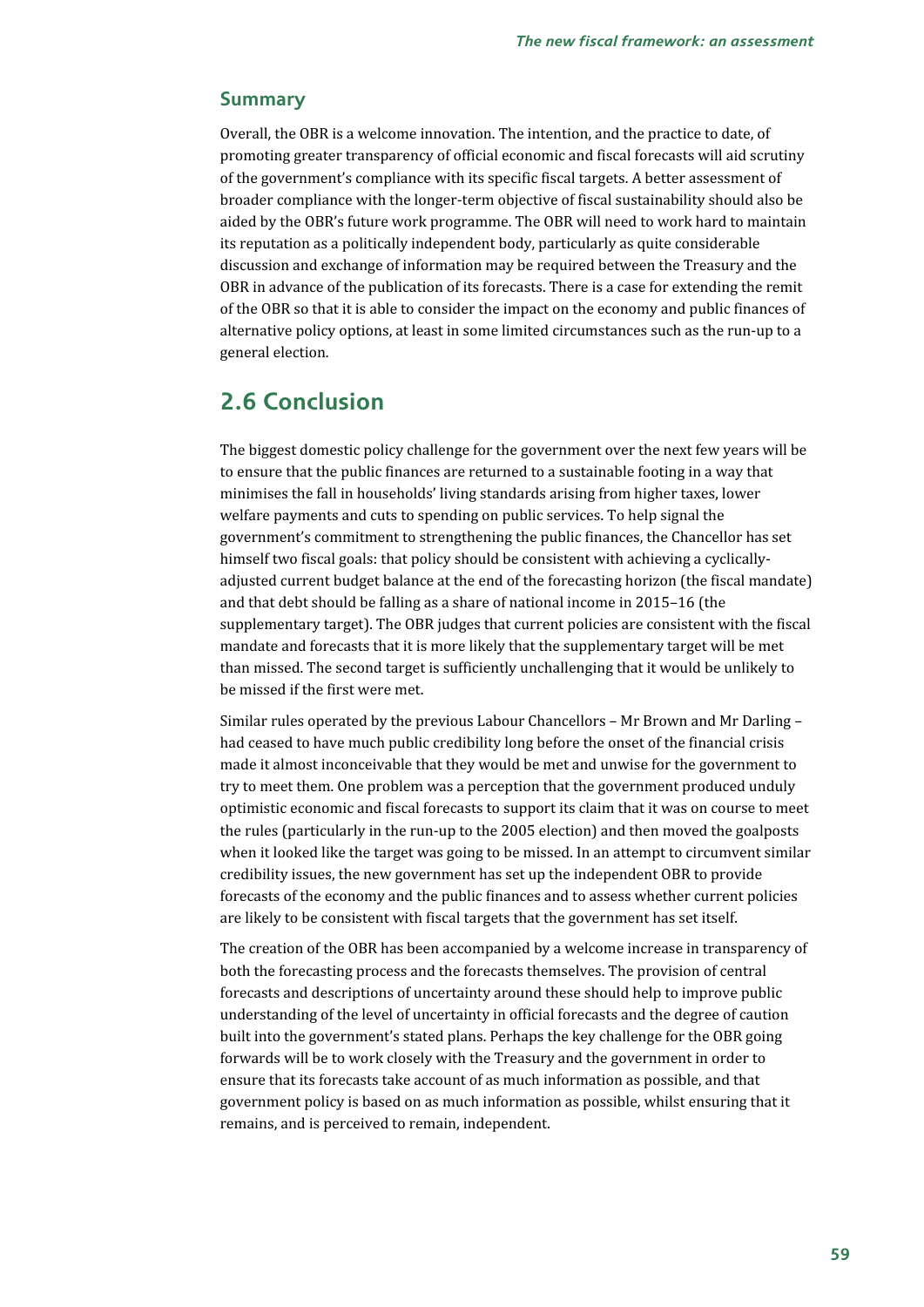### Summary

Overall, the OBR is a welcome innovation. The intention, and the practice to date, of promoting greater transparency of official economic and fiscal forecasts will aid scrutiny of the government's compliance with its specific fiscal targets. A better assessment of broader compliance with the longer-term objective of fiscal sustainability should also be aided by the OBR's future work programme. The OBR will need to work hard to maintain its reputation as a politically independent body, particularly as quite considerable discussion and exchange of information may be required between the Treasury and the OBR in advance of the publication of its forecasts. There is a case for extending the remit of the OBR so that it is able to consider the impact on the economy and public finances of alternative policy options, at least in some limited circumstances such as the run-up to a general election.

## 2.6 Conclusion

The biggest domestic policy challenge for the government over the next few years will be to ensure that the public finances are returned to a sustainable footing in a way that minimises the fall in households' living standards arising from higher taxes, lower welfare payments and cuts to spending on public services. To help signal the government's commitment to strengthening the public finances, the Chancellor has set himself two fiscal goals: that policy should be consistent with achieving a cyclically-adjusted current budget balance at the end of the forecasting horizon (the fiscal mandate) and that debt should be falling as a share of national income in 2015–16 (the supplementary target). The OBR judges that current policies are consistent with the fiscal mandate and forecasts that it is more likely that the supplementary target will be met than missed. The second target is sufficiently unchallenging that it would be unlikely to be missed if the first were met.

Similar rules operated by the previous Labour Chancellors – Mr Brown and Mr Darling – had ceased to have much public credibility long before the onset of the financial crisis made it almost inconceivable that they would be met and unwise for the government to try to meet them. One problem was a perception that the government produced unduly optimistic economic and fiscal forecasts to support its claim that it was on course to meet the rules (particularly in the run-up to the 2005 election) and then moved the goalposts when it looked like the target was going to be missed. In an attempt to circumvent similar credibility issues, the new government has set up the independent OBR to provide forecasts of the economy and the public finances and to assess whether current policies are likely to be consistent with fiscal targets that the government has set itself.

The creation of the OBR has been accompanied by a welcome increase in transparency of both the forecasting process and the forecasts themselves. The provision of central forecasts and descriptions of uncertainty around these should help to improve public understanding of the level of uncertainty in official forecasts and the degree of caution built into the government's stated plans. Perhaps the key challenge for the OBR going forwards will be to work closely with the Treasury and the government in order to ensure that its forecasts take account of as much information as possible, and that government policy is based on as much information as possible, whilst ensuring that it remains, and is perceived to remain, independent.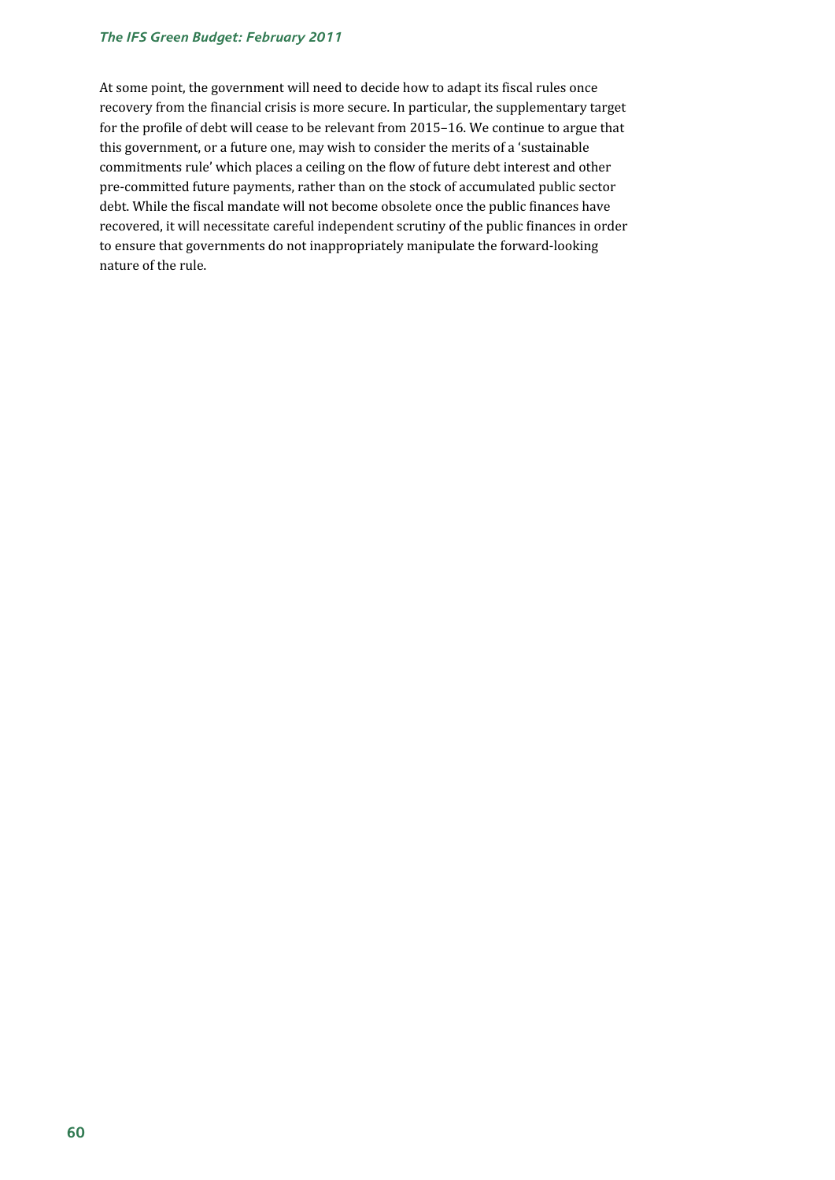At some point, the government will need to decide how to adapt its fiscal rules once recovery from the financial crisis is more secure. In particular, the supplementary target for the profile of debt will cease to be relevant from 2015–16. We continue to argue that this government, or a future one, may wish to consider the merits of a 'sustainable commitments rule' which places a ceiling on the flow of future debt interest and other pre-committed future payments, rather than on the stock of accumulated public sector debt. While the fiscal mandate will not become obsolete once the public finances have recovered, it will necessitate careful independent scrutiny of the public finances in order to ensure that governments do not inappropriately manipulate the forward-looking nature of the rule.